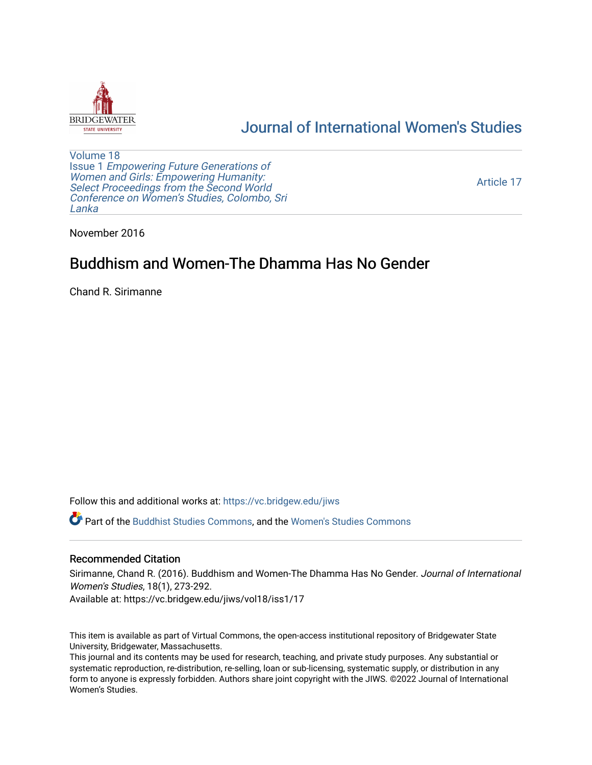# Journal of International Women's Studies

Volume 18
Issue 1 *Empowering Future Generations of Women and Girls: Empowering Humanity: Select Proceedings from the Second World Conference on Women's Studies, Colombo, Sri Lanka*

Article 17

November 2016

## Buddhism and Women-The Dhamma Has No Gender

Chand R. Sirimanne

Follow this and additional works at: https://vc.bridgew.edu/jiws

Part of the Buddhist Studies Commons, and the Women's Studies Commons

### Recommended Citation

Sirimanne, Chand R. (2016). Buddhism and Women-The Dhamma Has No Gender. *Journal of International Women's Studies*, 18(1), 273-292.
Available at: https://vc.bridgew.edu/jiws/vol18/iss1/17

This item is available as part of Virtual Commons, the open-access institutional repository of Bridgewater State University, Bridgewater, Massachusetts.
This journal and its contents may be used for research, teaching, and private study purposes. Any substantial or systematic reproduction, re-distribution, re-selling, loan or sub-licensing, systematic supply, or distribution in any form to anyone is expressly forbidden. Authors share joint copyright with the JIWS. ©2022 Journal of International Women's Studies.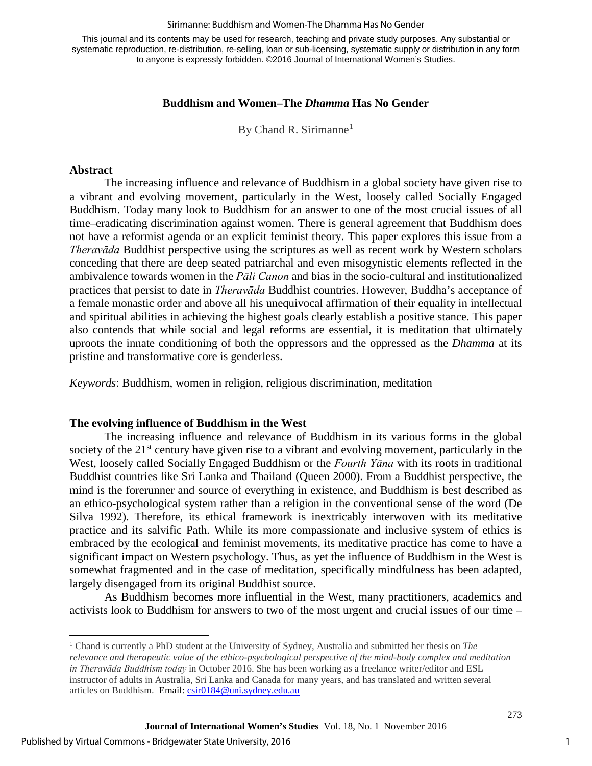This journal and its contents may be used for research, teaching and private study purposes. Any substantial or systematic reproduction, re-distribution, re-selling, loan or sub-licensing, systematic supply or distribution in any form to anyone is expressly forbidden. ©2016 Journal of International Women's Studies.

# Buddhism and Women–The *Dhamma* Has No Gender

By Chand R. Sirimanne[1]

## Abstract

The increasing influence and relevance of Buddhism in a global society have given rise to a vibrant and evolving movement, particularly in the West, loosely called Socially Engaged Buddhism. Today many look to Buddhism for an answer to one of the most crucial issues of all time–eradicating discrimination against women. There is general agreement that Buddhism does not have a reformist agenda or an explicit feminist theory. This paper explores this issue from a *Theravāda* Buddhist perspective using the scriptures as well as recent work by Western scholars conceding that there are deep seated patriarchal and even misogynistic elements reflected in the ambivalence towards women in the *Pāli Canon* and bias in the socio-cultural and institutionalized practices that persist to date in *Theravāda* Buddhist countries. However, Buddha's acceptance of a female monastic order and above all his unequivocal affirmation of their equality in intellectual and spiritual abilities in achieving the highest goals clearly establish a positive stance. This paper also contends that while social and legal reforms are essential, it is meditation that ultimately uproots the innate conditioning of both the oppressors and the oppressed as the *Dhamma* at its pristine and transformative core is genderless.

*Keywords*: Buddhism, women in religion, religious discrimination, meditation

## The evolving influence of Buddhism in the West

The increasing influence and relevance of Buddhism in its various forms in the global society of the 21st century have given rise to a vibrant and evolving movement, particularly in the West, loosely called Socially Engaged Buddhism or the *Fourth Yāna* with its roots in traditional Buddhist countries like Sri Lanka and Thailand (Queen 2000). From a Buddhist perspective, the mind is the forerunner and source of everything in existence, and Buddhism is best described as an ethico-psychological system rather than a religion in the conventional sense of the word (De Silva 1992). Therefore, its ethical framework is inextricably interwoven with its meditative practice and its salvific Path. While its more compassionate and inclusive system of ethics is embraced by the ecological and feminist movements, its meditative practice has come to have a significant impact on Western psychology. Thus, as yet the influence of Buddhism in the West is somewhat fragmented and in the case of meditation, specifically mindfulness has been adapted, largely disengaged from its original Buddhist source.

As Buddhism becomes more influential in the West, many practitioners, academics and activists look to Buddhism for answers to two of the most urgent and crucial issues of our time –

---

[1] Chand is currently a PhD student at the University of Sydney, Australia and submitted her thesis on *The relevance and therapeutic value of the ethico-psychological perspective of the mind-body complex and meditation in Theravāda Buddhism today* in October 2016. She has been working as a freelance writer/editor and ESL instructor of adults in Australia, Sri Lanka and Canada for many years, and has translated and written several articles on Buddhism. Email: csir0184@uni.sydney.edu.au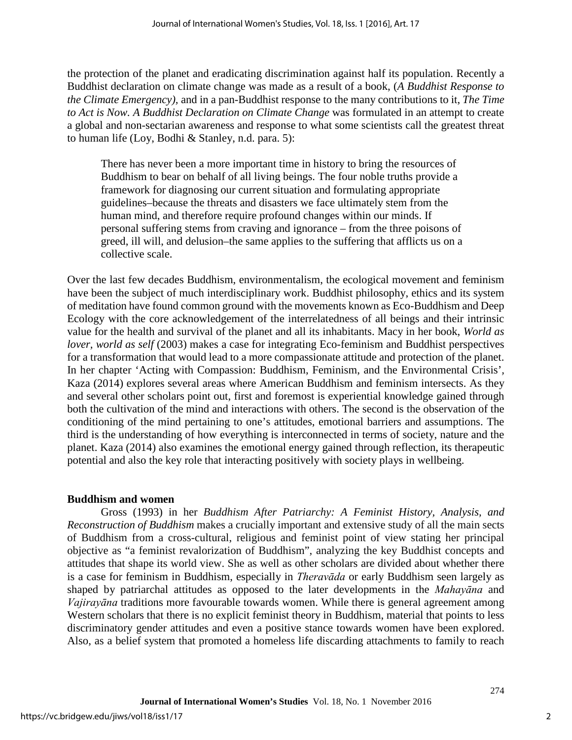the protection of the planet and eradicating discrimination against half its population. Recently a Buddhist declaration on climate change was made as a result of a book, (*A Buddhist Response to the Climate Emergency),* and in a pan-Buddhist response to the many contributions to it, *The Time to Act is Now. A Buddhist Declaration on Climate Change* was formulated in an attempt to create a global and non-sectarian awareness and response to what some scientists call the greatest threat to human life (Loy, Bodhi & Stanley, n.d. para. 5):

> There has never been a more important time in history to bring the resources of Buddhism to bear on behalf of all living beings. The four noble truths provide a framework for diagnosing our current situation and formulating appropriate guidelines–because the threats and disasters we face ultimately stem from the human mind, and therefore require profound changes within our minds. If personal suffering stems from craving and ignorance – from the three poisons of greed, ill will, and delusion–the same applies to the suffering that afflicts us on a collective scale.

Over the last few decades Buddhism, environmentalism, the ecological movement and feminism have been the subject of much interdisciplinary work. Buddhist philosophy, ethics and its system of meditation have found common ground with the movements known as Eco-Buddhism and Deep Ecology with the core acknowledgement of the interrelatedness of all beings and their intrinsic value for the health and survival of the planet and all its inhabitants. Macy in her book, *World as lover, world as self* (2003) makes a case for integrating Eco-feminism and Buddhist perspectives for a transformation that would lead to a more compassionate attitude and protection of the planet. In her chapter 'Acting with Compassion: Buddhism, Feminism, and the Environmental Crisis', Kaza (2014) explores several areas where American Buddhism and feminism intersects. As they and several other scholars point out, first and foremost is experiential knowledge gained through both the cultivation of the mind and interactions with others. The second is the observation of the conditioning of the mind pertaining to one's attitudes, emotional barriers and assumptions. The third is the understanding of how everything is interconnected in terms of society, nature and the planet. Kaza (2014) also examines the emotional energy gained through reflection, its therapeutic potential and also the key role that interacting positively with society plays in wellbeing.

**Buddhism and women**

Gross (1993) in her *Buddhism After Patriarchy: A Feminist History, Analysis, and Reconstruction of Buddhism* makes a crucially important and extensive study of all the main sects of Buddhism from a cross-cultural, religious and feminist point of view stating her principal objective as "a feminist revalorization of Buddhism", analyzing the key Buddhist concepts and attitudes that shape its world view. She as well as other scholars are divided about whether there is a case for feminism in Buddhism, especially in *Theravāda* or early Buddhism seen largely as shaped by patriarchal attitudes as opposed to the later developments in the *Mahayāna* and *Vajirayāna* traditions more favourable towards women. While there is general agreement among Western scholars that there is no explicit feminist theory in Buddhism, material that points to less discriminatory gender attitudes and even a positive stance towards women have been explored. Also, as a belief system that promoted a homeless life discarding attachments to family to reach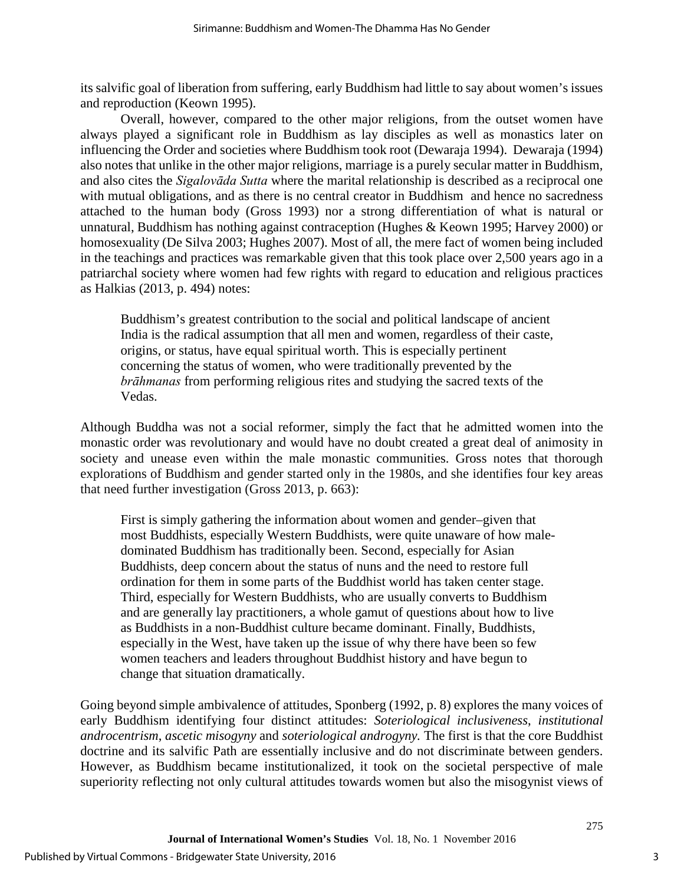its salvific goal of liberation from suffering, early Buddhism had little to say about women's issues and reproduction (Keown 1995).

Overall, however, compared to the other major religions, from the outset women have always played a significant role in Buddhism as lay disciples as well as monastics later on influencing the Order and societies where Buddhism took root (Dewaraja 1994). Dewaraja (1994) also notes that unlike in the other major religions, marriage is a purely secular matter in Buddhism, and also cites the *Sigalovāda Sutta* where the marital relationship is described as a reciprocal one with mutual obligations, and as there is no central creator in Buddhism and hence no sacredness attached to the human body (Gross 1993) nor a strong differentiation of what is natural or unnatural, Buddhism has nothing against contraception (Hughes & Keown 1995; Harvey 2000) or homosexuality (De Silva 2003; Hughes 2007). Most of all, the mere fact of women being included in the teachings and practices was remarkable given that this took place over 2,500 years ago in a patriarchal society where women had few rights with regard to education and religious practices as Halkias (2013, p. 494) notes:

> Buddhism's greatest contribution to the social and political landscape of ancient India is the radical assumption that all men and women, regardless of their caste, origins, or status, have equal spiritual worth. This is especially pertinent concerning the status of women, who were traditionally prevented by the *brāhmanas* from performing religious rites and studying the sacred texts of the Vedas.

Although Buddha was not a social reformer, simply the fact that he admitted women into the monastic order was revolutionary and would have no doubt created a great deal of animosity in society and unease even within the male monastic communities. Gross notes that thorough explorations of Buddhism and gender started only in the 1980s, and she identifies four key areas that need further investigation (Gross 2013, p. 663):

> First is simply gathering the information about women and gender–given that most Buddhists, especially Western Buddhists, were quite unaware of how male-dominated Buddhism has traditionally been. Second, especially for Asian Buddhists, deep concern about the status of nuns and the need to restore full ordination for them in some parts of the Buddhist world has taken center stage. Third, especially for Western Buddhists, who are usually converts to Buddhism and are generally lay practitioners, a whole gamut of questions about how to live as Buddhists in a non-Buddhist culture became dominant. Finally, Buddhists, especially in the West, have taken up the issue of why there have been so few women teachers and leaders throughout Buddhist history and have begun to change that situation dramatically.

Going beyond simple ambivalence of attitudes, Sponberg (1992, p. 8) explores the many voices of early Buddhism identifying four distinct attitudes: *Soteriological inclusiveness*, *institutional androcentrism*, *ascetic misogyny* and *soteriological androgyny.* The first is that the core Buddhist doctrine and its salvific Path are essentially inclusive and do not discriminate between genders. However, as Buddhism became institutionalized, it took on the societal perspective of male superiority reflecting not only cultural attitudes towards women but also the misogynist views of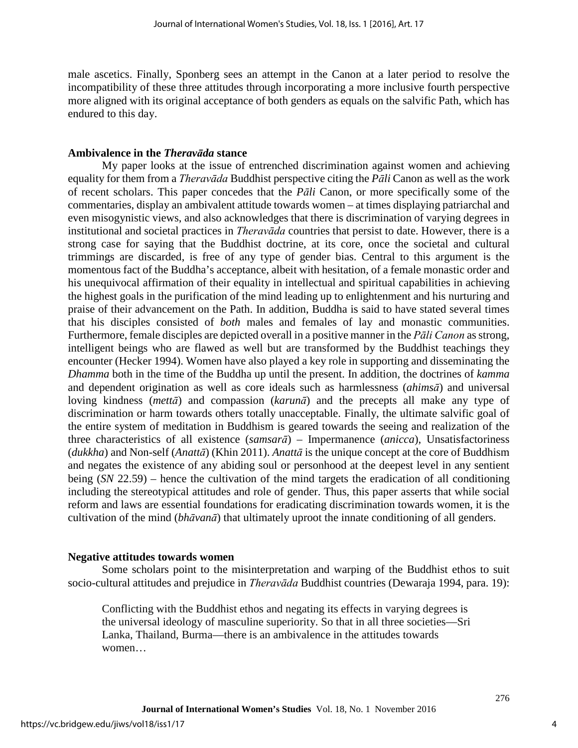male ascetics. Finally, Sponberg sees an attempt in the Canon at a later period to resolve the incompatibility of these three attitudes through incorporating a more inclusive fourth perspective more aligned with its original acceptance of both genders as equals on the salvific Path, which has endured to this day.

### Ambivalence in the *Theravāda* stance

My paper looks at the issue of entrenched discrimination against women and achieving equality for them from a *Theravāda* Buddhist perspective citing the *Pāli* Canon as well as the work of recent scholars. This paper concedes that the *Pāli* Canon, or more specifically some of the commentaries, display an ambivalent attitude towards women – at times displaying patriarchal and even misogynistic views, and also acknowledges that there is discrimination of varying degrees in institutional and societal practices in *Theravāda* countries that persist to date. However, there is a strong case for saying that the Buddhist doctrine, at its core, once the societal and cultural trimmings are discarded, is free of any type of gender bias. Central to this argument is the momentous fact of the Buddha's acceptance, albeit with hesitation, of a female monastic order and his unequivocal affirmation of their equality in intellectual and spiritual capabilities in achieving the highest goals in the purification of the mind leading up to enlightenment and his nurturing and praise of their advancement on the Path. In addition, Buddha is said to have stated several times that his disciples consisted of *both* males and females of lay and monastic communities. Furthermore, female disciples are depicted overall in a positive manner in the *Pāli Canon* as strong, intelligent beings who are flawed as well but are transformed by the Buddhist teachings they encounter (Hecker 1994). Women have also played a key role in supporting and disseminating the *Dhamma* both in the time of the Buddha up until the present. In addition, the doctrines of *kamma* and dependent origination as well as core ideals such as harmlessness (*ahimsā*) and universal loving kindness (*mettā*) and compassion (*karunā*) and the precepts all make any type of discrimination or harm towards others totally unacceptable. Finally, the ultimate salvific goal of the entire system of meditation in Buddhism is geared towards the seeing and realization of the three characteristics of all existence (*samsarā*) – Impermanence (*anicca*), Unsatisfactoriness (*dukkha*) and Non-self (*Anattā*) (Khin 2011). *Anattā* is the unique concept at the core of Buddhism and negates the existence of any abiding soul or personhood at the deepest level in any sentient being (*SN* 22.59) – hence the cultivation of the mind targets the eradication of all conditioning including the stereotypical attitudes and role of gender. Thus, this paper asserts that while social reform and laws are essential foundations for eradicating discrimination towards women, it is the cultivation of the mind (*bhāvanā*) that ultimately uproot the innate conditioning of all genders.

### Negative attitudes towards women

Some scholars point to the misinterpretation and warping of the Buddhist ethos to suit socio-cultural attitudes and prejudice in *Theravāda* Buddhist countries (Dewaraja 1994, para. 19):

> Conflicting with the Buddhist ethos and negating its effects in varying degrees is the universal ideology of masculine superiority. So that in all three societies—Sri Lanka, Thailand, Burma—there is an ambivalence in the attitudes towards women…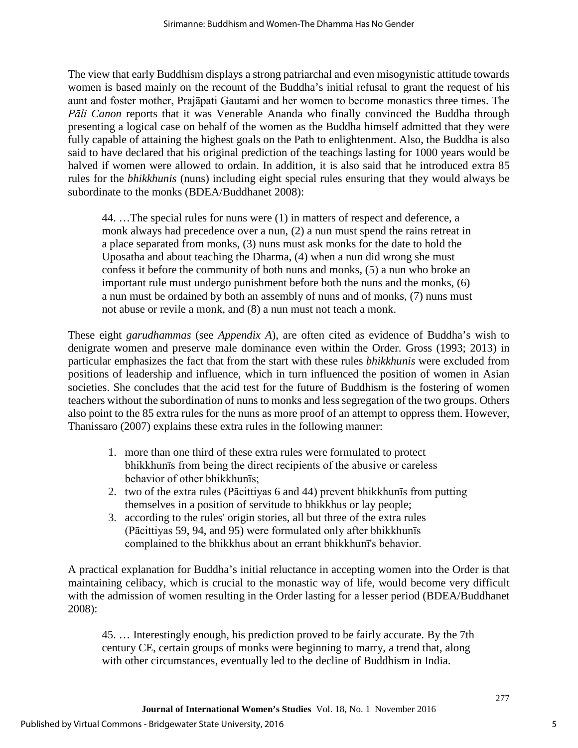The view that early Buddhism displays a strong patriarchal and even misogynistic attitude towards women is based mainly on the recount of the Buddha's initial refusal to grant the request of his aunt and foster mother, Prajāpati Gautami and her women to become monastics three times. The *Pāli Canon* reports that it was Venerable Ananda who finally convinced the Buddha through presenting a logical case on behalf of the women as the Buddha himself admitted that they were fully capable of attaining the highest goals on the Path to enlightenment. Also, the Buddha is also said to have declared that his original prediction of the teachings lasting for 1000 years would be halved if women were allowed to ordain. In addition, it is also said that he introduced extra 85 rules for the *bhikkhunis* (nuns) including eight special rules ensuring that they would always be subordinate to the monks (BDEA/Buddhanet 2008):

> 44. …The special rules for nuns were (1) in matters of respect and deference, a monk always had precedence over a nun, (2) a nun must spend the rains retreat in a place separated from monks, (3) nuns must ask monks for the date to hold the Uposatha and about teaching the Dharma, (4) when a nun did wrong she must confess it before the community of both nuns and monks, (5) a nun who broke an important rule must undergo punishment before both the nuns and the monks, (6) a nun must be ordained by both an assembly of nuns and of monks, (7) nuns must not abuse or revile a monk, and (8) a nun must not teach a monk.

These eight *garudhammas* (see *Appendix A*), are often cited as evidence of Buddha's wish to denigrate women and preserve male dominance even within the Order. Gross (1993; 2013) in particular emphasizes the fact that from the start with these rules *bhikkhunis* were excluded from positions of leadership and influence, which in turn influenced the position of women in Asian societies. She concludes that the acid test for the future of Buddhism is the fostering of women teachers without the subordination of nuns to monks and less segregation of the two groups. Others also point to the 85 extra rules for the nuns as more proof of an attempt to oppress them. However, Thanissaro (2007) explains these extra rules in the following manner:

1. more than one third of these extra rules were formulated to protect bhikkhunīs from being the direct recipients of the abusive or careless behavior of other bhikkhunīs;
2. two of the extra rules (Pācittiyas 6 and 44) prevent bhikkhunīs from putting themselves in a position of servitude to bhikkhus or lay people;
3. according to the rules' origin stories, all but three of the extra rules (Pācittiyas 59, 94, and 95) were formulated only after bhikkhunīs complained to the bhikkhus about an errant bhikkhunī's behavior.

A practical explanation for Buddha's initial reluctance in accepting women into the Order is that maintaining celibacy, which is crucial to the monastic way of life, would become very difficult with the admission of women resulting in the Order lasting for a lesser period (BDEA/Buddhanet 2008):

> 45. … Interestingly enough, his prediction proved to be fairly accurate. By the 7th century CE, certain groups of monks were beginning to marry, a trend that, along with other circumstances, eventually led to the decline of Buddhism in India.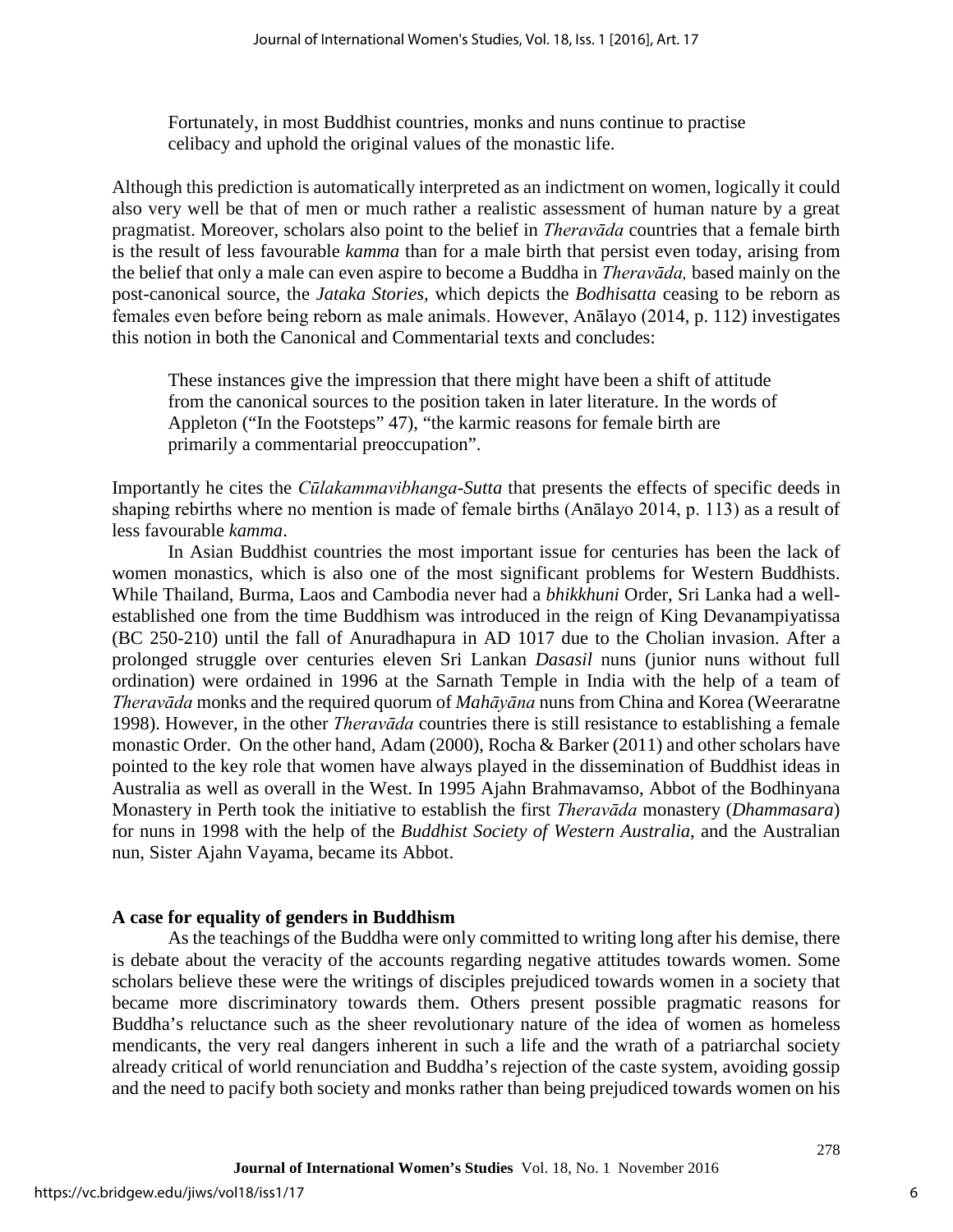> Fortunately, in most Buddhist countries, monks and nuns continue to practise celibacy and uphold the original values of the monastic life.

Although this prediction is automatically interpreted as an indictment on women, logically it could also very well be that of men or much rather a realistic assessment of human nature by a great pragmatist. Moreover, scholars also point to the belief in *Theravāda* countries that a female birth is the result of less favourable *kamma* than for a male birth that persist even today, arising from the belief that only a male can even aspire to become a Buddha in *Theravāda,* based mainly on the post-canonical source, the *Jataka Stories*, which depicts the *Bodhisatta* ceasing to be reborn as females even before being reborn as male animals. However, Anālayo (2014, p. 112) investigates this notion in both the Canonical and Commentarial texts and concludes:

> These instances give the impression that there might have been a shift of attitude from the canonical sources to the position taken in later literature. In the words of Appleton ("In the Footsteps" 47), "the karmic reasons for female birth are primarily a commentarial preoccupation".

Importantly he cites the *Cūlakammavibhanga-Sutta* that presents the effects of specific deeds in shaping rebirths where no mention is made of female births (Anālayo 2014, p. 113) as a result of less favourable *kamma*.

In Asian Buddhist countries the most important issue for centuries has been the lack of women monastics, which is also one of the most significant problems for Western Buddhists. While Thailand, Burma, Laos and Cambodia never had a *bhikkhuni* Order, Sri Lanka had a well-established one from the time Buddhism was introduced in the reign of King Devanampiyatissa (BC 250-210) until the fall of Anuradhapura in AD 1017 due to the Cholian invasion. After a prolonged struggle over centuries eleven Sri Lankan *Dasasil* nuns (junior nuns without full ordination) were ordained in 1996 at the Sarnath Temple in India with the help of a team of *Theravāda* monks and the required quorum of *Mahāyāna* nuns from China and Korea (Weeraratne 1998). However, in the other *Theravāda* countries there is still resistance to establishing a female monastic Order. On the other hand, Adam (2000), Rocha & Barker (2011) and other scholars have pointed to the key role that women have always played in the dissemination of Buddhist ideas in Australia as well as overall in the West. In 1995 Ajahn Brahmavamso, Abbot of the Bodhinyana Monastery in Perth took the initiative to establish the first *Theravāda* monastery (*Dhammasara*) for nuns in 1998 with the help of the *Buddhist Society of Western Australia*, and the Australian nun, Sister Ajahn Vayama, became its Abbot.

**A case for equality of genders in Buddhism**

As the teachings of the Buddha were only committed to writing long after his demise, there is debate about the veracity of the accounts regarding negative attitudes towards women. Some scholars believe these were the writings of disciples prejudiced towards women in a society that became more discriminatory towards them. Others present possible pragmatic reasons for Buddha's reluctance such as the sheer revolutionary nature of the idea of women as homeless mendicants, the very real dangers inherent in such a life and the wrath of a patriarchal society already critical of world renunciation and Buddha's rejection of the caste system, avoiding gossip and the need to pacify both society and monks rather than being prejudiced towards women on his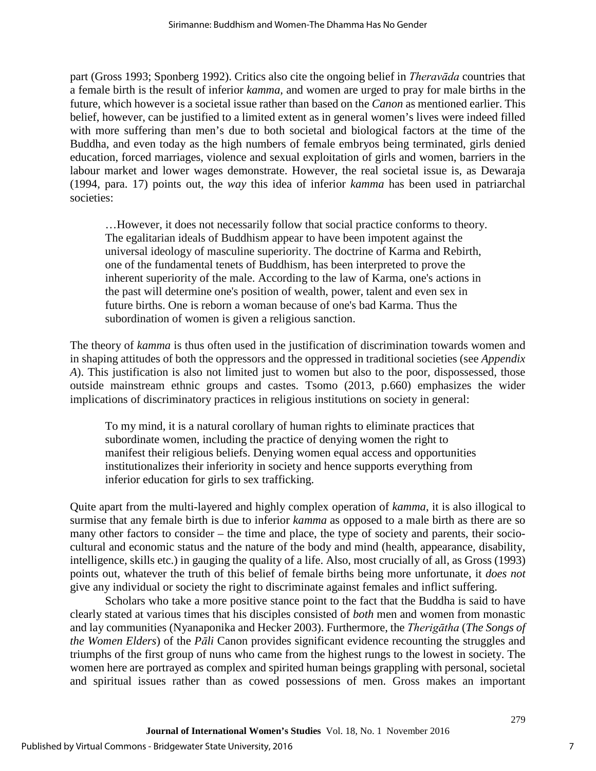part (Gross 1993; Sponberg 1992). Critics also cite the ongoing belief in *Theravāda* countries that a female birth is the result of inferior *kamma*, and women are urged to pray for male births in the future, which however is a societal issue rather than based on the *Canon* as mentioned earlier. This belief, however, can be justified to a limited extent as in general women's lives were indeed filled with more suffering than men's due to both societal and biological factors at the time of the Buddha, and even today as the high numbers of female embryos being terminated, girls denied education, forced marriages, violence and sexual exploitation of girls and women, barriers in the labour market and lower wages demonstrate. However, the real societal issue is, as Dewaraja (1994, para. 17) points out, the *way* this idea of inferior *kamma* has been used in patriarchal societies:

> …However, it does not necessarily follow that social practice conforms to theory. The egalitarian ideals of Buddhism appear to have been impotent against the universal ideology of masculine superiority. The doctrine of Karma and Rebirth, one of the fundamental tenets of Buddhism, has been interpreted to prove the inherent superiority of the male. According to the law of Karma, one's actions in the past will determine one's position of wealth, power, talent and even sex in future births. One is reborn a woman because of one's bad Karma. Thus the subordination of women is given a religious sanction.

The theory of *kamma* is thus often used in the justification of discrimination towards women and in shaping attitudes of both the oppressors and the oppressed in traditional societies (see *Appendix A*). This justification is also not limited just to women but also to the poor, dispossessed, those outside mainstream ethnic groups and castes. Tsomo (2013, p.660) emphasizes the wider implications of discriminatory practices in religious institutions on society in general:

> To my mind, it is a natural corollary of human rights to eliminate practices that subordinate women, including the practice of denying women the right to manifest their religious beliefs. Denying women equal access and opportunities institutionalizes their inferiority in society and hence supports everything from inferior education for girls to sex trafficking.

Quite apart from the multi-layered and highly complex operation of *kamma*, it is also illogical to surmise that any female birth is due to inferior *kamma* as opposed to a male birth as there are so many other factors to consider – the time and place, the type of society and parents, their socio-cultural and economic status and the nature of the body and mind (health, appearance, disability, intelligence, skills etc.) in gauging the quality of a life. Also, most crucially of all, as Gross (1993) points out, whatever the truth of this belief of female births being more unfortunate, it *does not* give any individual or society the right to discriminate against females and inflict suffering.

Scholars who take a more positive stance point to the fact that the Buddha is said to have clearly stated at various times that his disciples consisted of *both* men and women from monastic and lay communities (Nyanaponika and Hecker 2003). Furthermore, the *Therigātha* (*The Songs of the Women Elders*) of the *Pāli* Canon provides significant evidence recounting the struggles and triumphs of the first group of nuns who came from the highest rungs to the lowest in society. The women here are portrayed as complex and spirited human beings grappling with personal, societal and spiritual issues rather than as cowed possessions of men. Gross makes an important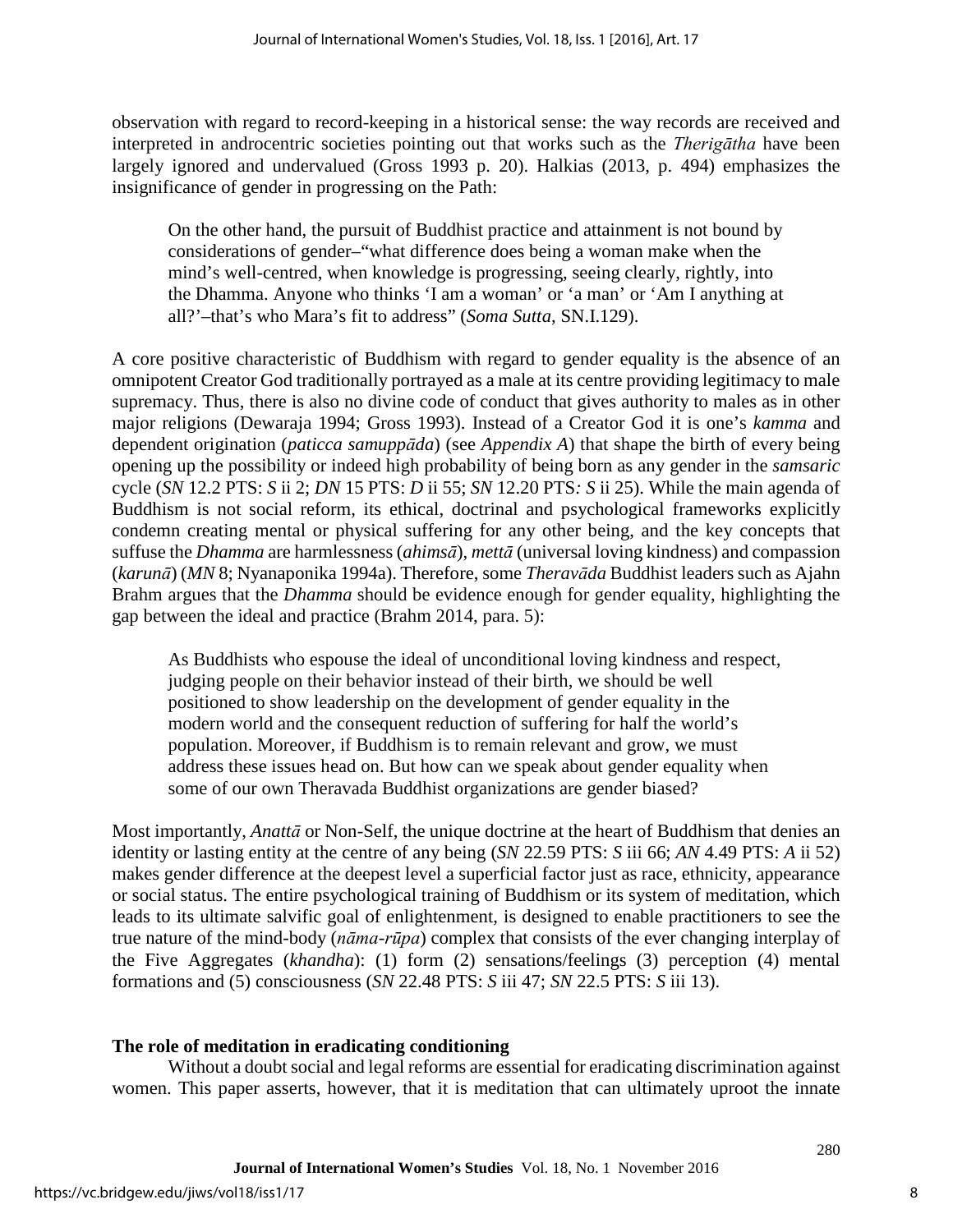observation with regard to record-keeping in a historical sense: the way records are received and interpreted in androcentric societies pointing out that works such as the *Therigātha* have been largely ignored and undervalued (Gross 1993 p. 20). Halkias (2013, p. 494) emphasizes the insignificance of gender in progressing on the Path:

> On the other hand, the pursuit of Buddhist practice and attainment is not bound by considerations of gender–"what difference does being a woman make when the mind's well-centred, when knowledge is progressing, seeing clearly, rightly, into the Dhamma. Anyone who thinks 'I am a woman' or 'a man' or 'Am I anything at all?'–that's who Mara's fit to address" (*Soma Sutta*, SN.I.129).

A core positive characteristic of Buddhism with regard to gender equality is the absence of an omnipotent Creator God traditionally portrayed as a male at its centre providing legitimacy to male supremacy. Thus, there is also no divine code of conduct that gives authority to males as in other major religions (Dewaraja 1994; Gross 1993). Instead of a Creator God it is one's *kamma* and dependent origination (*paticca samuppāda*) (see *Appendix A*) that shape the birth of every being opening up the possibility or indeed high probability of being born as any gender in the *samsaric* cycle (*SN* 12.2 PTS: *S* iii 2; *DN* 15 PTS: *D* ii 55; *SN* 12.20 PTS*: S* ii 25). While the main agenda of Buddhism is not social reform, its ethical, doctrinal and psychological frameworks explicitly condemn creating mental or physical suffering for any other being, and the key concepts that suffuse the *Dhamma* are harmlessness (*ahimsā*), *mettā* (universal loving kindness) and compassion (*karunā*) (*MN* 8; Nyanaponika 1994a). Therefore, some *Theravāda* Buddhist leaders such as Ajahn Brahm argues that the *Dhamma* should be evidence enough for gender equality, highlighting the gap between the ideal and practice (Brahm 2014, para. 5):

> As Buddhists who espouse the ideal of unconditional loving kindness and respect, judging people on their behavior instead of their birth, we should be well positioned to show leadership on the development of gender equality in the modern world and the consequent reduction of suffering for half the world's population. Moreover, if Buddhism is to remain relevant and grow, we must address these issues head on. But how can we speak about gender equality when some of our own Theravada Buddhist organizations are gender biased?

Most importantly, *Anattā* or Non-Self, the unique doctrine at the heart of Buddhism that denies an identity or lasting entity at the centre of any being (*SN* 22.59 PTS: *S* iii 66; *AN* 4.49 PTS: *A* ii 52) makes gender difference at the deepest level a superficial factor just as race, ethnicity, appearance or social status. The entire psychological training of Buddhism or its system of meditation, which leads to its ultimate salvific goal of enlightenment, is designed to enable practitioners to see the true nature of the mind-body (*nāma-rūpa*) complex that consists of the ever changing interplay of the Five Aggregates (*khandha*): (1) form (2) sensations/feelings (3) perception (4) mental formations and (5) consciousness (*SN* 22.48 PTS: *S* iii 47; *SN* 22.5 PTS: *S* iii 13).

## The role of meditation in eradicating conditioning

Without a doubt social and legal reforms are essential for eradicating discrimination against women. This paper asserts, however, that it is meditation that can ultimately uproot the innate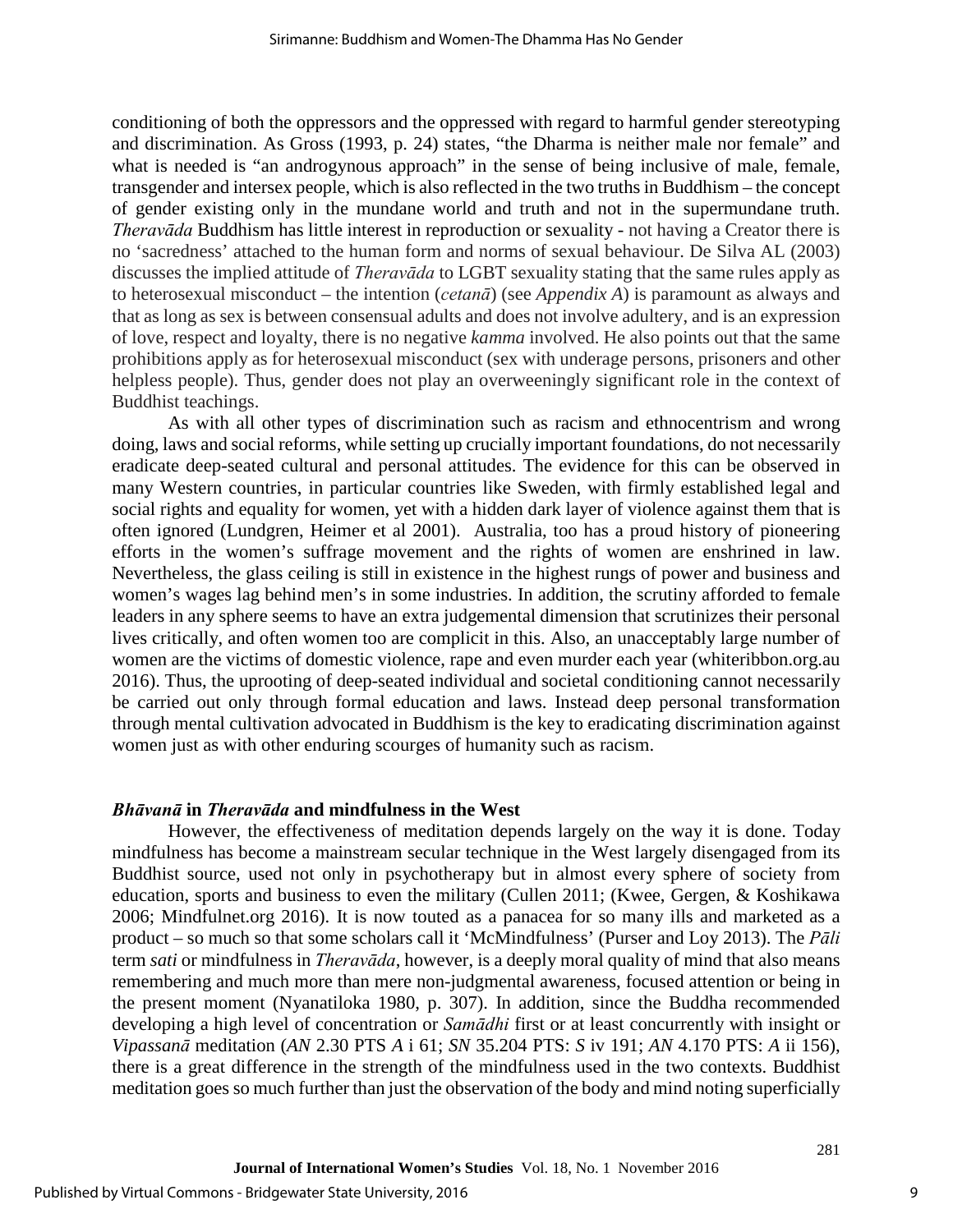conditioning of both the oppressors and the oppressed with regard to harmful gender stereotyping and discrimination. As Gross (1993, p. 24) states, "the Dharma is neither male nor female" and what is needed is "an androgynous approach" in the sense of being inclusive of male, female, transgender and intersex people, which is also reflected in the two truths in Buddhism – the concept of gender existing only in the mundane world and truth and not in the supermundane truth. *Theravāda* Buddhism has little interest in reproduction or sexuality - not having a Creator there is no 'sacredness' attached to the human form and norms of sexual behaviour. De Silva AL (2003) discusses the implied attitude of *Theravāda* to LGBT sexuality stating that the same rules apply as to heterosexual misconduct – the intention (*cetanā*) (see *Appendix A*) is paramount as always and that as long as sex is between consensual adults and does not involve adultery, and is an expression of love, respect and loyalty, there is no negative *kamma* involved. He also points out that the same prohibitions apply as for heterosexual misconduct (sex with underage persons, prisoners and other helpless people). Thus, gender does not play an overweeningly significant role in the context of Buddhist teachings.

As with all other types of discrimination such as racism and ethnocentrism and wrong doing, laws and social reforms, while setting up crucially important foundations, do not necessarily eradicate deep-seated cultural and personal attitudes. The evidence for this can be observed in many Western countries, in particular countries like Sweden, with firmly established legal and social rights and equality for women, yet with a hidden dark layer of violence against them that is often ignored (Lundgren, Heimer et al 2001). Australia, too has a proud history of pioneering efforts in the women's suffrage movement and the rights of women are enshrined in law. Nevertheless, the glass ceiling is still in existence in the highest rungs of power and business and women's wages lag behind men's in some industries. In addition, the scrutiny afforded to female leaders in any sphere seems to have an extra judgemental dimension that scrutinizes their personal lives critically, and often women too are complicit in this. Also, an unacceptably large number of women are the victims of domestic violence, rape and even murder each year (whiteribbon.org.au 2016). Thus, the uprooting of deep-seated individual and societal conditioning cannot necessarily be carried out only through formal education and laws. Instead deep personal transformation through mental cultivation advocated in Buddhism is the key to eradicating discrimination against women just as with other enduring scourges of humanity such as racism.

### ***Bhāvanā* in *Theravāda* and mindfulness in the West**

However, the effectiveness of meditation depends largely on the way it is done. Today mindfulness has become a mainstream secular technique in the West largely disengaged from its Buddhist source, used not only in psychotherapy but in almost every sphere of society from education, sports and business to even the military (Cullen 2011; (Kwee, Gergen, & Koshikawa 2006; Mindfulnet.org 2016). It is now touted as a panacea for so many ills and marketed as a product – so much so that some scholars call it 'McMindfulness' (Purser and Loy 2013). The *Pāli* term *sati* or mindfulness in *Theravāda*, however, is a deeply moral quality of mind that also means remembering and much more than mere non-judgmental awareness, focused attention or being in the present moment (Nyanatiloka 1980, p. 307). In addition, since the Buddha recommended developing a high level of concentration or *Samādhi* first or at least concurrently with insight or *Vipassanā* meditation (*AN* 2.30 PTS *A* i 61; *SN* 35.204 PTS: *S* iv 191; *AN* 4.170 PTS: *A* ii 156), there is a great difference in the strength of the mindfulness used in the two contexts. Buddhist meditation goes so much further than just the observation of the body and mind noting superficially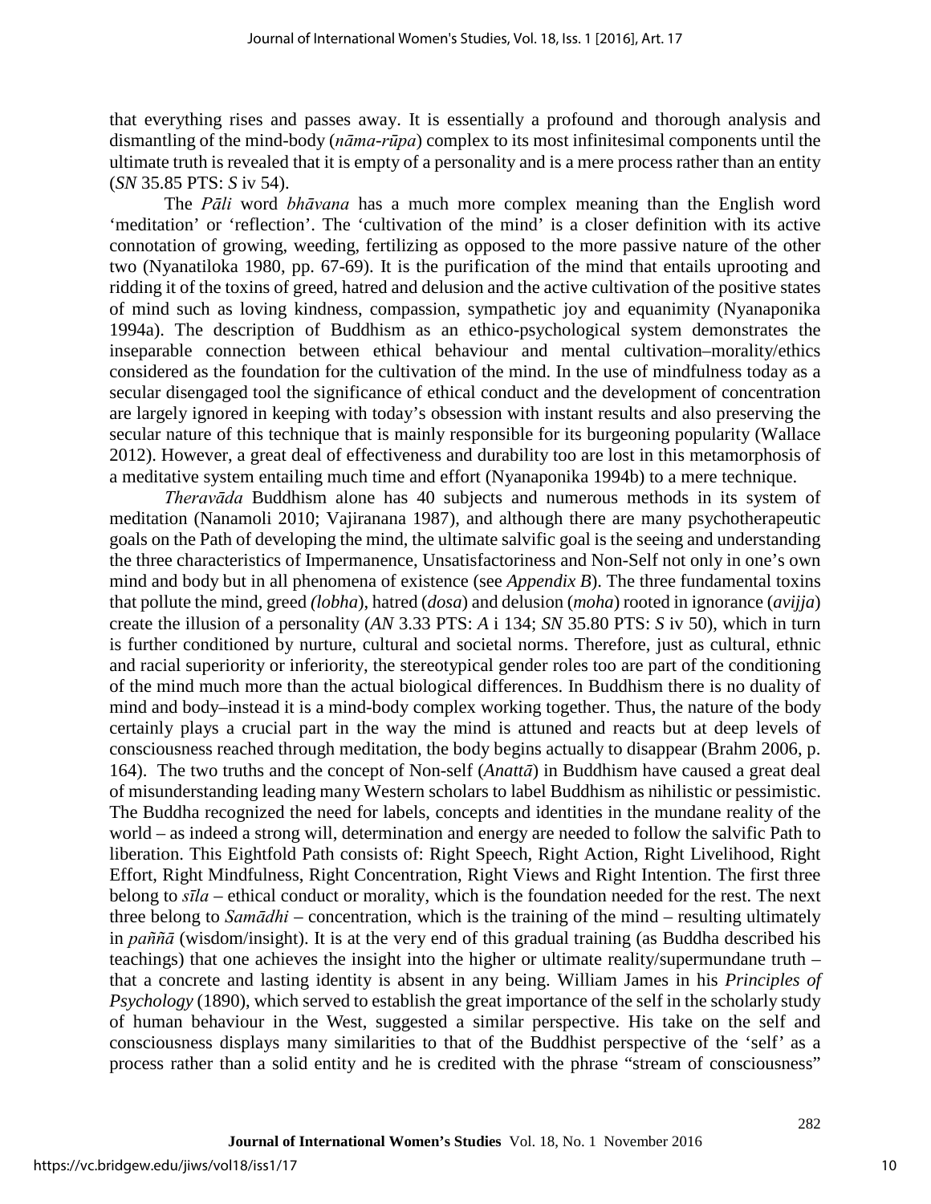that everything rises and passes away. It is essentially a profound and thorough analysis and dismantling of the mind-body (*nāma-rūpa*) complex to its most infinitesimal components until the ultimate truth is revealed that it is empty of a personality and is a mere process rather than an entity (*SN* 35.85 PTS: *S* iv 54).

The *Pāli* word *bhāvana* has a much more complex meaning than the English word 'meditation' or 'reflection'. The 'cultivation of the mind' is a closer definition with its active connotation of growing, weeding, fertilizing as opposed to the more passive nature of the other two (Nyanatiloka 1980, pp. 67-69). It is the purification of the mind that entails uprooting and ridding it of the toxins of greed, hatred and delusion and the active cultivation of the positive states of mind such as loving kindness, compassion, sympathetic joy and equanimity (Nyanaponika 1994a). The description of Buddhism as an ethico-psychological system demonstrates the inseparable connection between ethical behaviour and mental cultivation–morality/ethics considered as the foundation for the cultivation of the mind. In the use of mindfulness today as a secular disengaged tool the significance of ethical conduct and the development of concentration are largely ignored in keeping with today's obsession with instant results and also preserving the secular nature of this technique that is mainly responsible for its burgeoning popularity (Wallace 2012). However, a great deal of effectiveness and durability too are lost in this metamorphosis of a meditative system entailing much time and effort (Nyanaponika 1994b) to a mere technique.

*Theravāda* Buddhism alone has 40 subjects and numerous methods in its system of meditation (Nanamoli 2010; Vajiranana 1987), and although there are many psychotherapeutic goals on the Path of developing the mind, the ultimate salvific goal is the seeing and understanding the three characteristics of Impermanence, Unsatisfactoriness and Non-Self not only in one's own mind and body but in all phenomena of existence (see *Appendix B*). The three fundamental toxins that pollute the mind, greed *(lobha*), hatred (*dosa*) and delusion (*moha*) rooted in ignorance (*avijja*) create the illusion of a personality (*AN* 3.33 PTS: *A* i 134; *SN* 35.80 PTS: *S* iv 50), which in turn is further conditioned by nurture, cultural and societal norms. Therefore, just as cultural, ethnic and racial superiority or inferiority, the stereotypical gender roles too are part of the conditioning of the mind much more than the actual biological differences. In Buddhism there is no duality of mind and body–instead it is a mind-body complex working together. Thus, the nature of the body certainly plays a crucial part in the way the mind is attuned and reacts but at deep levels of consciousness reached through meditation, the body begins actually to disappear (Brahm 2006, p. 164). The two truths and the concept of Non-self (*Anattā*) in Buddhism have caused a great deal of misunderstanding leading many Western scholars to label Buddhism as nihilistic or pessimistic. The Buddha recognized the need for labels, concepts and identities in the mundane reality of the world – as indeed a strong will, determination and energy are needed to follow the salvific Path to liberation. This Eightfold Path consists of: Right Speech, Right Action, Right Livelihood, Right Effort, Right Mindfulness, Right Concentration, Right Views and Right Intention. The first three belong to *sīla* – ethical conduct or morality, which is the foundation needed for the rest. The next three belong to *Samādhi* – concentration, which is the training of the mind – resulting ultimately in *paññā* (wisdom/insight). It is at the very end of this gradual training (as Buddha described his teachings) that one achieves the insight into the higher or ultimate reality/supermundane truth – that a concrete and lasting identity is absent in any being. William James in his *Principles of Psychology* (1890), which served to establish the great importance of the self in the scholarly study of human behaviour in the West, suggested a similar perspective. His take on the self and consciousness displays many similarities to that of the Buddhist perspective of the 'self' as a process rather than a solid entity and he is credited with the phrase "stream of consciousness"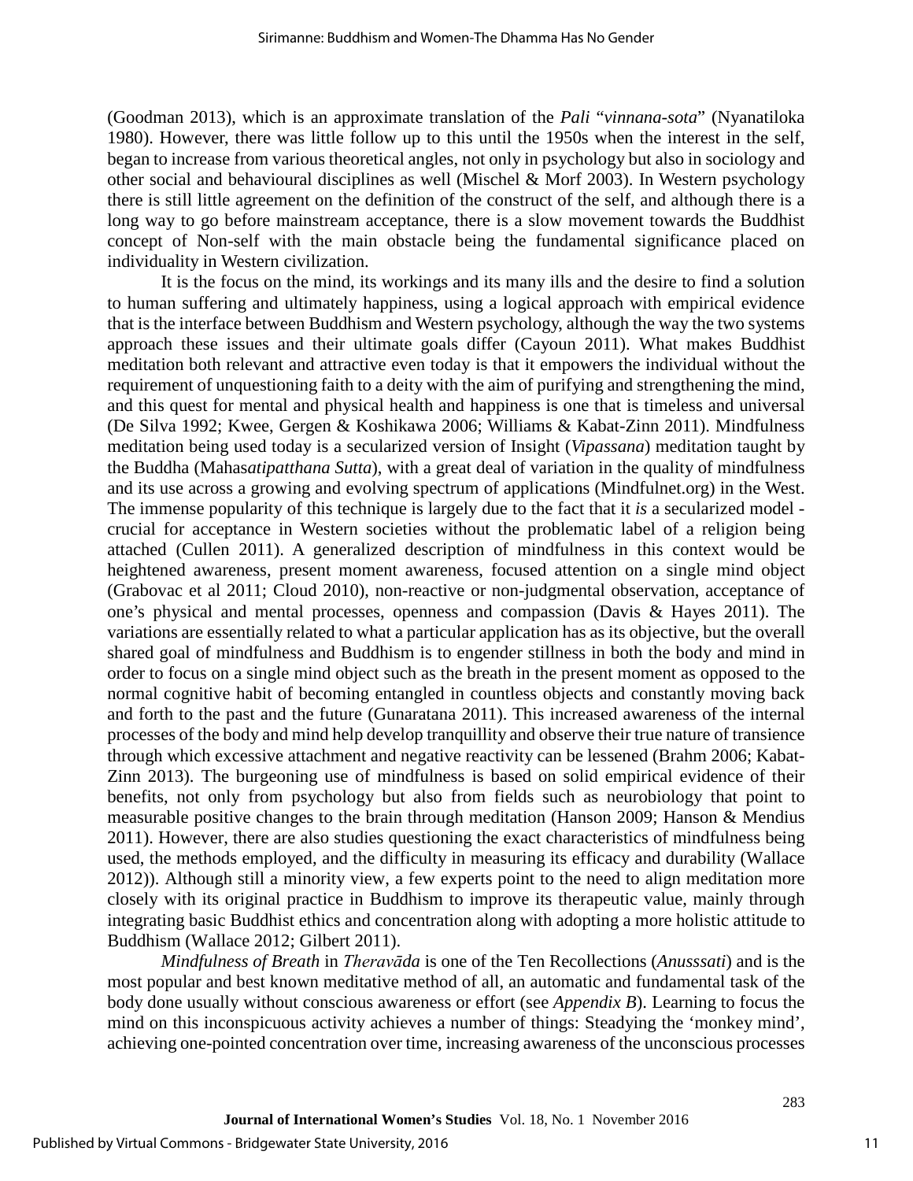(Goodman 2013), which is an approximate translation of the *Pali* "*vinnana-sota*" (Nyanatiloka 1980). However, there was little follow up to this until the 1950s when the interest in the self, began to increase from various theoretical angles, not only in psychology but also in sociology and other social and behavioural disciplines as well (Mischel & Morf 2003). In Western psychology there is still little agreement on the definition of the construct of the self, and although there is a long way to go before mainstream acceptance, there is a slow movement towards the Buddhist concept of Non-self with the main obstacle being the fundamental significance placed on individuality in Western civilization.

It is the focus on the mind, its workings and its many ills and the desire to find a solution to human suffering and ultimately happiness, using a logical approach with empirical evidence that is the interface between Buddhism and Western psychology, although the way the two systems approach these issues and their ultimate goals differ (Cayoun 2011). What makes Buddhist meditation both relevant and attractive even today is that it empowers the individual without the requirement of unquestioning faith to a deity with the aim of purifying and strengthening the mind, and this quest for mental and physical health and happiness is one that is timeless and universal (De Silva 1992; Kwee, Gergen & Koshikawa 2006; Williams & Kabat-Zinn 2011). Mindfulness meditation being used today is a secularized version of Insight (*Vipassana*) meditation taught by the Buddha (Mahas*atipatthana Sutta*), with a great deal of variation in the quality of mindfulness and its use across a growing and evolving spectrum of applications (Mindfulnet.org) in the West. The immense popularity of this technique is largely due to the fact that it *is* a secularized model - crucial for acceptance in Western societies without the problematic label of a religion being attached (Cullen 2011). A generalized description of mindfulness in this context would be heightened awareness, present moment awareness, focused attention on a single mind object (Grabovac et al 2011; Cloud 2010), non-reactive or non-judgmental observation, acceptance of one's physical and mental processes, openness and compassion (Davis & Hayes 2011). The variations are essentially related to what a particular application has as its objective, but the overall shared goal of mindfulness and Buddhism is to engender stillness in both the body and mind in order to focus on a single mind object such as the breath in the present moment as opposed to the normal cognitive habit of becoming entangled in countless objects and constantly moving back and forth to the past and the future (Gunaratana 2011). This increased awareness of the internal processes of the body and mind help develop tranquillity and observe their true nature of transience through which excessive attachment and negative reactivity can be lessened (Brahm 2006; Kabat-Zinn 2013). The burgeoning use of mindfulness is based on solid empirical evidence of their benefits, not only from psychology but also from fields such as neurobiology that point to measurable positive changes to the brain through meditation (Hanson 2009; Hanson & Mendius 2011). However, there are also studies questioning the exact characteristics of mindfulness being used, the methods employed, and the difficulty in measuring its efficacy and durability (Wallace 2012)). Although still a minority view, a few experts point to the need to align meditation more closely with its original practice in Buddhism to improve its therapeutic value, mainly through integrating basic Buddhist ethics and concentration along with adopting a more holistic attitude to Buddhism (Wallace 2012; Gilbert 2011).

*Mindfulness of Breath* in *Theravāda* is one of the Ten Recollections (*Anusssati*) and is the most popular and best known meditative method of all, an automatic and fundamental task of the body done usually without conscious awareness or effort (see *Appendix B*). Learning to focus the mind on this inconspicuous activity achieves a number of things: Steadying the 'monkey mind', achieving one-pointed concentration over time, increasing awareness of the unconscious processes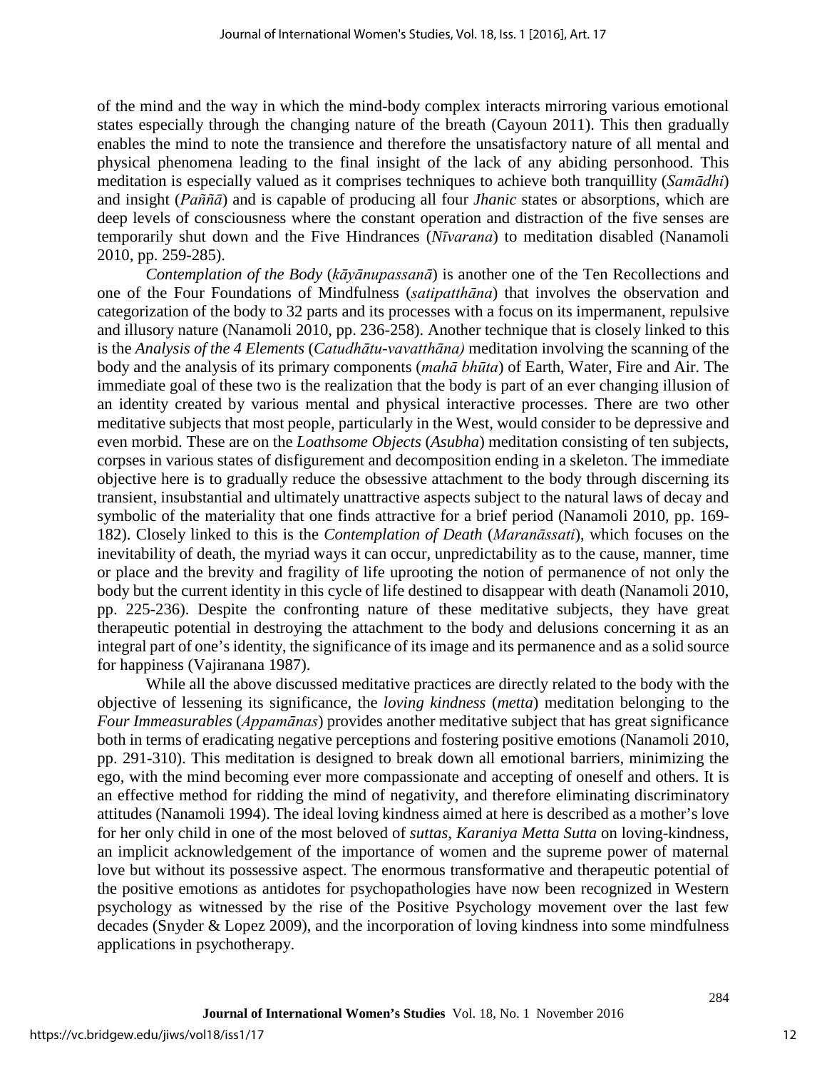of the mind and the way in which the mind-body complex interacts mirroring various emotional states especially through the changing nature of the breath (Cayoun 2011). This then gradually enables the mind to note the transience and therefore the unsatisfactory nature of all mental and physical phenomena leading to the final insight of the lack of any abiding personhood. This meditation is especially valued as it comprises techniques to achieve both tranquillity (*Samādhi*) and insight (*Paññā*) and is capable of producing all four *Jhanic* states or absorptions, which are deep levels of consciousness where the constant operation and distraction of the five senses are temporarily shut down and the Five Hindrances (*Nīvarana*) to meditation disabled (Nanamoli 2010, pp. 259-285).

*Contemplation of the Body* (*kāyānupassanā*) is another one of the Ten Recollections and one of the Four Foundations of Mindfulness (*satipatthāna*) that involves the observation and categorization of the body to 32 parts and its processes with a focus on its impermanent, repulsive and illusory nature (Nanamoli 2010, pp. 236-258). Another technique that is closely linked to this is the *Analysis of the 4 Elements* (*Catudhātu-vavatthāna)* meditation involving the scanning of the body and the analysis of its primary components (*mahā bhūta*) of Earth, Water, Fire and Air. The immediate goal of these two is the realization that the body is part of an ever changing illusion of an identity created by various mental and physical interactive processes. There are two other meditative subjects that most people, particularly in the West, would consider to be depressive and even morbid. These are on the *Loathsome Objects* (*Asubha*) meditation consisting of ten subjects, corpses in various states of disfigurement and decomposition ending in a skeleton. The immediate objective here is to gradually reduce the obsessive attachment to the body through discerning its transient, insubstantial and ultimately unattractive aspects subject to the natural laws of decay and symbolic of the materiality that one finds attractive for a brief period (Nanamoli 2010, pp. 169-182). Closely linked to this is the *Contemplation of Death* (*Maranāssati*), which focuses on the inevitability of death, the myriad ways it can occur, unpredictability as to the cause, manner, time or place and the brevity and fragility of life uprooting the notion of permanence of not only the body but the current identity in this cycle of life destined to disappear with death (Nanamoli 2010, pp. 225-236). Despite the confronting nature of these meditative subjects, they have great therapeutic potential in destroying the attachment to the body and delusions concerning it as an integral part of one's identity, the significance of its image and its permanence and as a solid source for happiness (Vajiranana 1987).

While all the above discussed meditative practices are directly related to the body with the objective of lessening its significance, the *loving kindness* (*metta*) meditation belonging to the *Four Immeasurables* (*Appamānas*) provides another meditative subject that has great significance both in terms of eradicating negative perceptions and fostering positive emotions (Nanamoli 2010, pp. 291-310). This meditation is designed to break down all emotional barriers, minimizing the ego, with the mind becoming ever more compassionate and accepting of oneself and others. It is an effective method for ridding the mind of negativity, and therefore eliminating discriminatory attitudes (Nanamoli 1994). The ideal loving kindness aimed at here is described as a mother's love for her only child in one of the most beloved of *suttas, Karaniya Metta Sutta* on loving-kindness, an implicit acknowledgement of the importance of women and the supreme power of maternal love but without its possessive aspect. The enormous transformative and therapeutic potential of the positive emotions as antidotes for psychopathologies have now been recognized in Western psychology as witnessed by the rise of the Positive Psychology movement over the last few decades (Snyder & Lopez 2009), and the incorporation of loving kindness into some mindfulness applications in psychotherapy.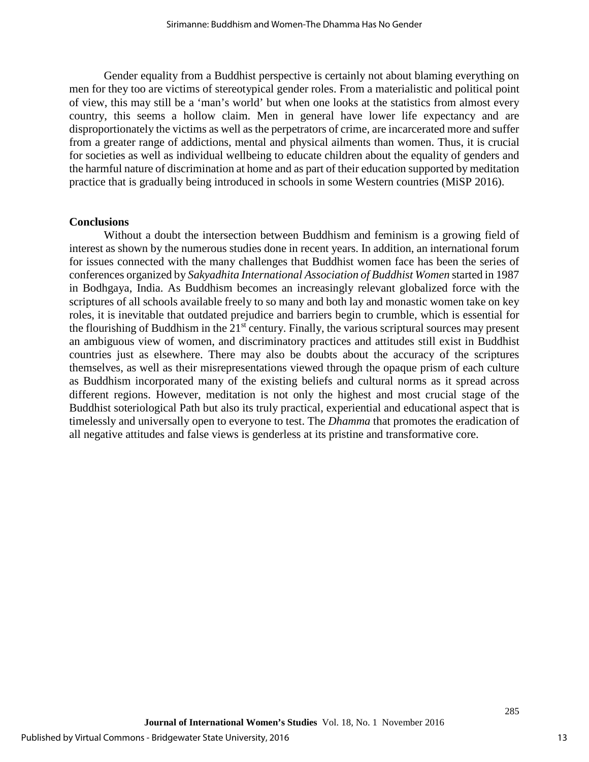Gender equality from a Buddhist perspective is certainly not about blaming everything on men for they too are victims of stereotypical gender roles. From a materialistic and political point of view, this may still be a 'man's world' but when one looks at the statistics from almost every country, this seems a hollow claim. Men in general have lower life expectancy and are disproportionately the victims as well as the perpetrators of crime, are incarcerated more and suffer from a greater range of addictions, mental and physical ailments than women. Thus, it is crucial for societies as well as individual wellbeing to educate children about the equality of genders and the harmful nature of discrimination at home and as part of their education supported by meditation practice that is gradually being introduced in schools in some Western countries (MiSP 2016).

**Conclusions**

Without a doubt the intersection between Buddhism and feminism is a growing field of interest as shown by the numerous studies done in recent years. In addition, an international forum for issues connected with the many challenges that Buddhist women face has been the series of conferences organized by *Sakyadhita International Association of Buddhist Women* started in 1987 in Bodhgaya, India. As Buddhism becomes an increasingly relevant globalized force with the scriptures of all schools available freely to so many and both lay and monastic women take on key roles, it is inevitable that outdated prejudice and barriers begin to crumble, which is essential for the flourishing of Buddhism in the 21st century. Finally, the various scriptural sources may present an ambiguous view of women, and discriminatory practices and attitudes still exist in Buddhist countries just as elsewhere. There may also be doubts about the accuracy of the scriptures themselves, as well as their misrepresentations viewed through the opaque prism of each culture as Buddhism incorporated many of the existing beliefs and cultural norms as it spread across different regions. However, meditation is not only the highest and most crucial stage of the Buddhist soteriological Path but also its truly practical, experiential and educational aspect that is timelessly and universally open to everyone to test. The *Dhamma* that promotes the eradication of all negative attitudes and false views is genderless at its pristine and transformative core.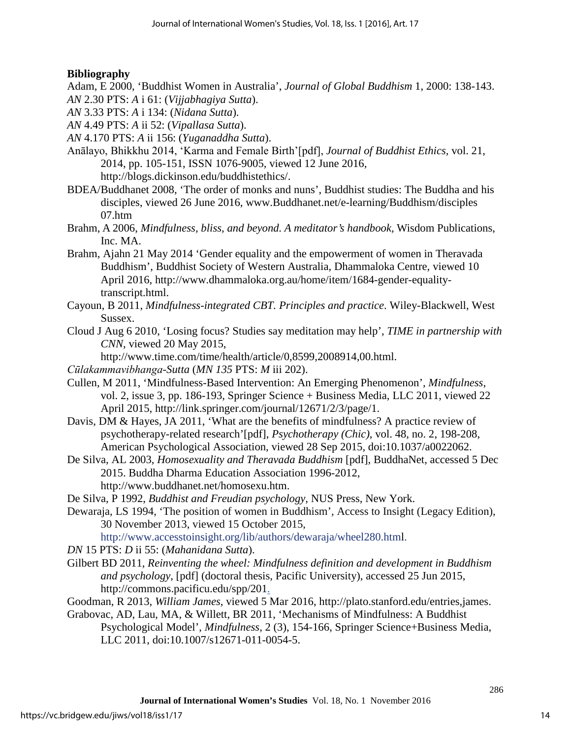**Bibliography**

Adam, E 2000, 'Buddhist Women in Australia', *Journal of Global Buddhism* 1, 2000: 138-143.

*AN* 2.30 PTS: *A* i 61: (*Vijjabhagiya Sutta*).

*AN* 3.33 PTS: *A* i 134: (*Nidana Sutta*).

*AN* 4.49 PTS: *A* ii 52: (*Vipallasa Sutta*).

*AN* 4.170 PTS: *A* ii 156: (*Yuganaddha Sutta*).

Anālayo, Bhikkhu 2014, 'Karma and Female Birth'[pdf], *Journal of Buddhist Ethics*, vol. 21, 2014, pp. 105-151, ISSN 1076-9005, viewed 12 June 2016, http://blogs.dickinson.edu/buddhistethics/.

BDEA/Buddhanet 2008, 'The order of monks and nuns', Buddhist studies: The Buddha and his disciples, viewed 26 June 2016, www.Buddhanet.net/e-learning/Buddhism/disciples 07.htm

Brahm, A 2006, *Mindfulness, bliss, and beyond. A meditator's handbook*, Wisdom Publications, Inc. MA.

Brahm, Ajahn 21 May 2014 'Gender equality and the empowerment of women in Theravada Buddhism', Buddhist Society of Western Australia, Dhammaloka Centre, viewed 10 April 2016, http://www.dhammaloka.org.au/home/item/1684-gender-equality-transcript.html.

Cayoun, B 2011, *Mindfulness-integrated CBT. Principles and practice*. Wiley-Blackwell, West Sussex.

Cloud J Aug 6 2010, 'Losing focus? Studies say meditation may help', *TIME in partnership with CNN*, viewed 20 May 2015, http://www.time.com/time/health/article/0,8599,2008914,00.html.

*Cūlakammavibhanga-Sutta* (*MN 135* PTS: *M* iii 202).

Cullen, M 2011, 'Mindfulness-Based Intervention: An Emerging Phenomenon', *Mindfulness*, vol. 2, issue 3, pp. 186-193, Springer Science + Business Media, LLC 2011, viewed 22 April 2015, http://link.springer.com/journal/12671/2/3/page/1.

Davis, DM & Hayes, JA 2011, 'What are the benefits of mindfulness? A practice review of psychotherapy-related research'[pdf], *Psychotherapy (Chic)*, vol. 48, no. 2, 198-208, American Psychological Association, viewed 28 Sep 2015, doi:10.1037/a0022062.

De Silva, AL 2003, *Homosexuality and Theravada Buddhism* [pdf], BuddhaNet, accessed 5 Dec 2015. Buddha Dharma Education Association 1996-2012, http://www.buddhanet.net/homosexu.htm.

De Silva, P 1992, *Buddhist and Freudian psychology*, NUS Press, New York.

Dewaraja, LS 1994, 'The position of women in Buddhism', Access to Insight (Legacy Edition), 30 November 2013, viewed 15 October 2015, http://www.accesstoinsight.org/lib/authors/dewaraja/wheel280.html.

*DN* 15 PTS: *D* ii 55: (*Mahanidana Sutta*).

Gilbert BD 2011, *Reinventing the wheel: Mindfulness definition and development in Buddhism and psychology*, [pdf] (doctoral thesis, Pacific University), accessed 25 Jun 2015, http://commons.pacificu.edu/spp/201.

Goodman, R 2013, *William James*, viewed 5 Mar 2016, http://plato.stanford.edu/entries,james.

Grabovac, AD, Lau, MA, & Willett, BR 2011, 'Mechanisms of Mindfulness: A Buddhist Psychological Model', *Mindfulness*, 2 (3), 154-166, Springer Science+Business Media, LLC 2011, doi:10.1007/s12671-011-0054-5.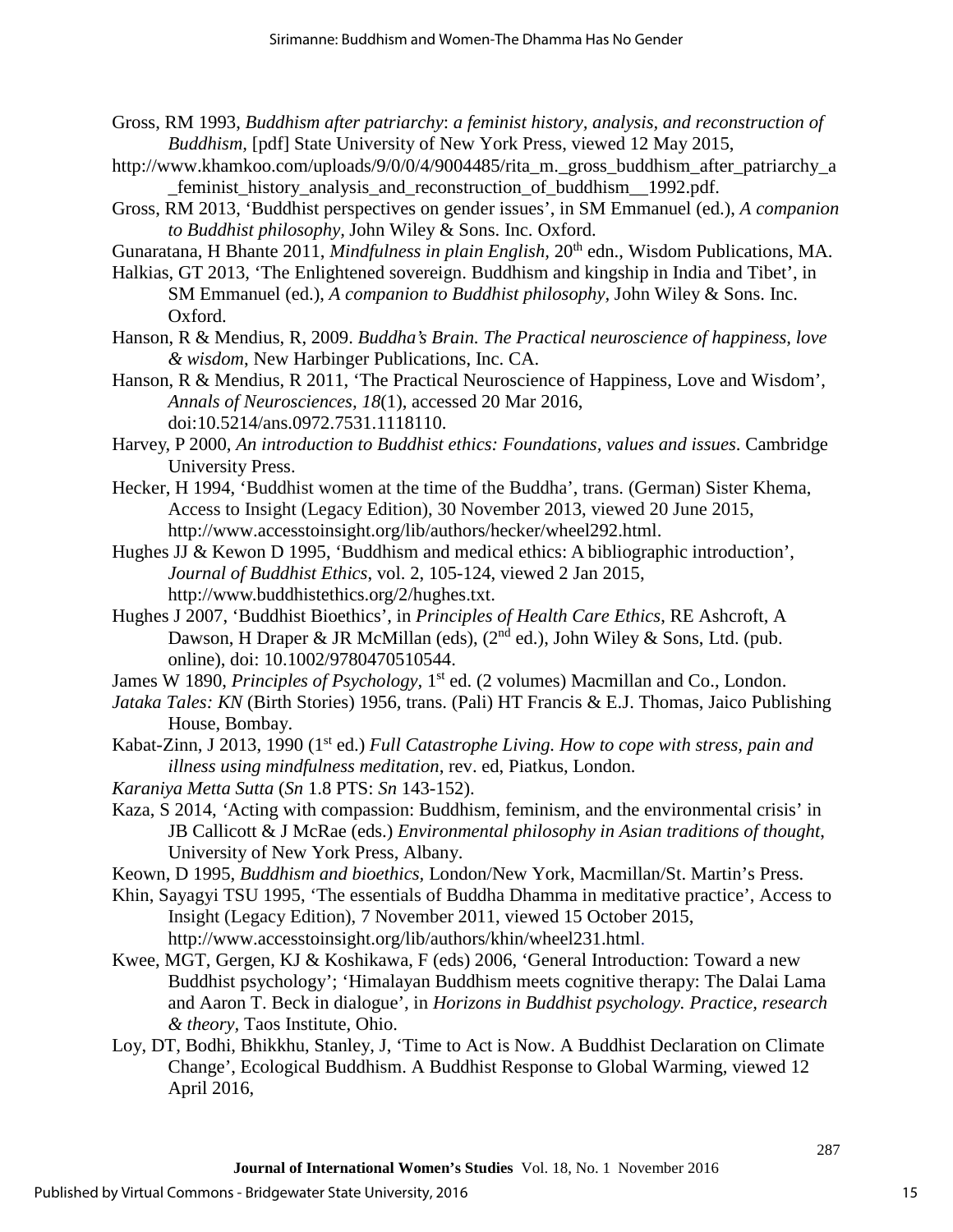Gross, RM 1993, *Buddhism after patriarchy*: *a feminist history, analysis, and reconstruction of Buddhism*, [pdf] State University of New York Press, viewed 12 May 2015,

http://www.khamkoo.com/uploads/9/0/0/4/9004485/rita_m._gross_buddhism_after_patriarchy_a_feminist_history_analysis_and_reconstruction_of_buddhism__1992.pdf.

Gross, RM 2013, 'Buddhist perspectives on gender issues', in SM Emmanuel (ed.), *A companion to Buddhist philosophy*, John Wiley & Sons. Inc. Oxford.

Gunaratana, H Bhante 2011, *Mindfulness in plain English*, 20th edn., Wisdom Publications, MA.

Halkias, GT 2013, 'The Enlightened sovereign. Buddhism and kingship in India and Tibet', in SM Emmanuel (ed.), *A companion to Buddhist philosophy*, John Wiley & Sons. Inc. Oxford.

Hanson, R & Mendius, R, 2009. *Buddha's Brain. The Practical neuroscience of happiness, love & wisdom*, New Harbinger Publications, Inc. CA.

Hanson, R & Mendius, R 2011, 'The Practical Neuroscience of Happiness, Love and Wisdom', *Annals of Neurosciences, 18*(1), accessed 20 Mar 2016, doi:10.5214/ans.0972.7531.1118110.

Harvey, P 2000, *An introduction to Buddhist ethics: Foundations, values and issues*. Cambridge University Press.

Hecker, H 1994, 'Buddhist women at the time of the Buddha', trans. (German) Sister Khema, Access to Insight (Legacy Edition), 30 November 2013, viewed 20 June 2015, http://www.accesstoinsight.org/lib/authors/hecker/wheel292.html.

Hughes JJ & Kewon D 1995, 'Buddhism and medical ethics: A bibliographic introduction', *Journal of Buddhist Ethics*, vol. 2, 105-124, viewed 2 Jan 2015, http://www.buddhistethics.org/2/hughes.txt.

Hughes J 2007, 'Buddhist Bioethics', in *Principles of Health Care Ethics*, RE Ashcroft, A Dawson, H Draper & JR McMillan (eds), (2nd ed.), John Wiley & Sons, Ltd. (pub. online), doi: 10.1002/9780470510544.

James W 1890, *Principles of Psychology*, 1st ed. (2 volumes) Macmillan and Co., London.

*Jataka Tales: KN* (Birth Stories) 1956, trans. (Pali) HT Francis & E.J. Thomas, Jaico Publishing House, Bombay.

Kabat-Zinn, J 2013, 1990 (1st ed.) *Full Catastrophe Living. How to cope with stress, pain and illness using mindfulness meditation*, rev. ed, Piatkus, London.

*Karaniya Metta Sutta* (*Sn* 1.8 PTS: *Sn* 143-152).

Kaza, S 2014, 'Acting with compassion: Buddhism, feminism, and the environmental crisis' in JB Callicott & J McRae (eds.) *Environmental philosophy in Asian traditions of thought*, University of New York Press, Albany.

Keown, D 1995, *Buddhism and bioethics*, London/New York, Macmillan/St. Martin's Press.

Khin, Sayagyi TSU 1995, 'The essentials of Buddha Dhamma in meditative practice', Access to Insight (Legacy Edition), 7 November 2011, viewed 15 October 2015, http://www.accesstoinsight.org/lib/authors/khin/wheel231.html.

Kwee, MGT, Gergen, KJ & Koshikawa, F (eds) 2006, 'General Introduction: Toward a new Buddhist psychology'; 'Himalayan Buddhism meets cognitive therapy: The Dalai Lama and Aaron T. Beck in dialogue', in *Horizons in Buddhist psychology. Practice, research & theory*, Taos Institute, Ohio.

Loy, DT, Bodhi, Bhikkhu, Stanley, J, 'Time to Act is Now. A Buddhist Declaration on Climate Change', Ecological Buddhism. A Buddhist Response to Global Warming, viewed 12 April 2016,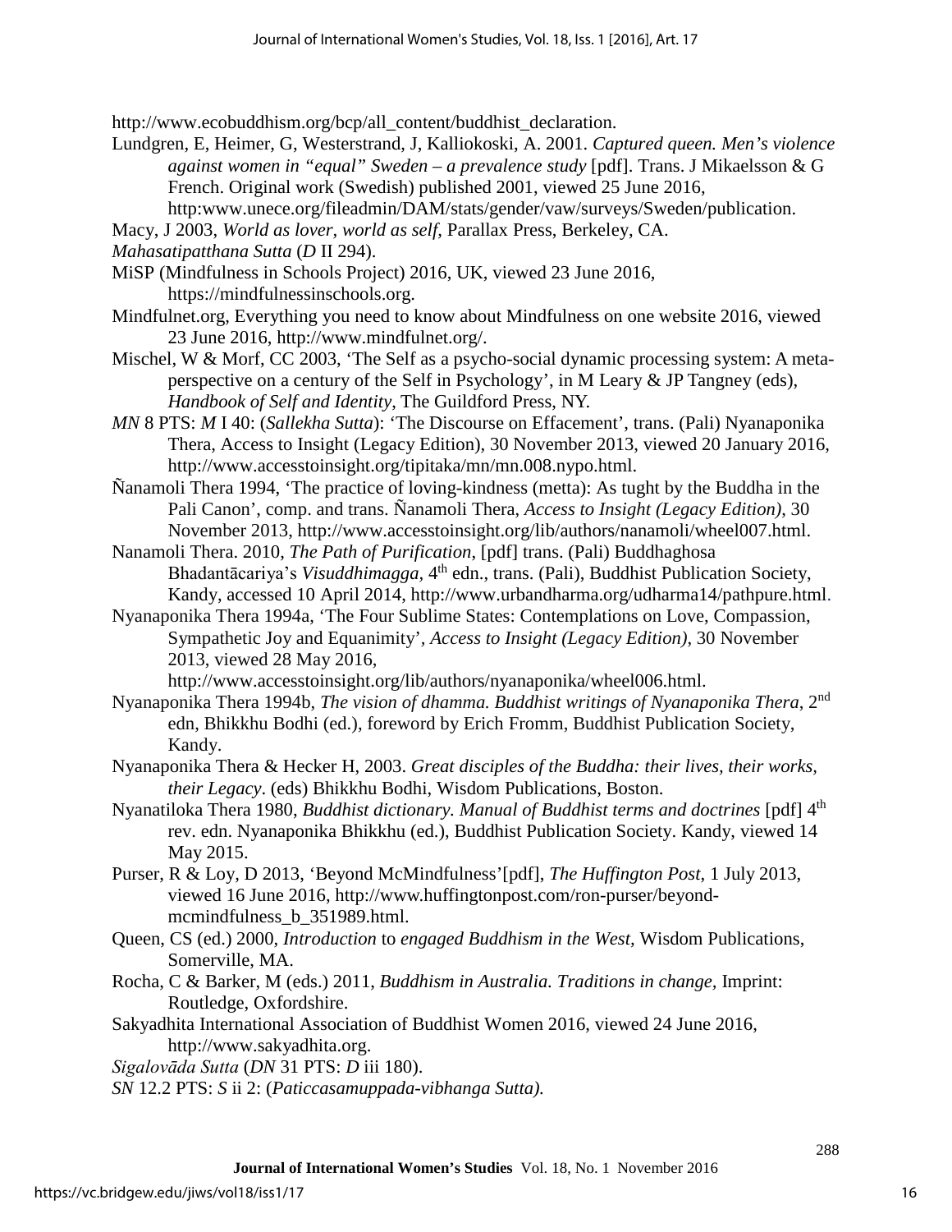http://www.ecobuddhism.org/bcp/all_content/buddhist_declaration.

Lundgren, E, Heimer, G, Westerstrand, J, Kalliokoski, A. 2001. *Captured queen. Men's violence against women in "equal" Sweden – a prevalence study* [pdf]. Trans. J Mikaelsson & G French. Original work (Swedish) published 2001, viewed 25 June 2016, http:www.unece.org/fileadmin/DAM/stats/gender/vaw/surveys/Sweden/publication.

Macy, J 2003, *World as lover, world as self,* Parallax Press, Berkeley, CA.

*Mahasatipatthana Sutta* (*D* II 294).

MiSP (Mindfulness in Schools Project) 2016, UK, viewed 23 June 2016, https://mindfulnessinschools.org.

Mindfulnet.org, Everything you need to know about Mindfulness on one website 2016, viewed 23 June 2016, http://www.mindfulnet.org/.

Mischel, W & Morf, CC 2003, 'The Self as a psycho-social dynamic processing system: A meta-perspective on a century of the Self in Psychology', in M Leary & JP Tangney (eds), *Handbook of Self and Identity*, The Guildford Press, NY.

*MN* 8 PTS: *M* I 40: (*Sallekha Sutta*): 'The Discourse on Effacement', trans. (Pali) Nyanaponika Thera, Access to Insight (Legacy Edition), 30 November 2013, viewed 20 January 2016, http://www.accesstoinsight.org/tipitaka/mn/mn.008.nypo.html.

Ñanamoli Thera 1994, 'The practice of loving-kindness (metta): As tught by the Buddha in the Pali Canon', comp. and trans. Ñanamoli Thera, *Access to Insight (Legacy Edition)*, 30 November 2013, http://www.accesstoinsight.org/lib/authors/nanamoli/wheel007.html.

Nanamoli Thera. 2010, *The Path of Purification*, [pdf] trans. (Pali) Buddhaghosa Bhadantācariya's *Visuddhimagga,* 4th edn., trans. (Pali), Buddhist Publication Society, Kandy, accessed 10 April 2014, http://www.urbandharma.org/udharma14/pathpure.html.

Nyanaponika Thera 1994a, 'The Four Sublime States: Contemplations on Love, Compassion, Sympathetic Joy and Equanimity', *Access to Insight (Legacy Edition)*, 30 November 2013, viewed 28 May 2016, http://www.accesstoinsight.org/lib/authors/nyanaponika/wheel006.html.

Nyanaponika Thera 1994b, *The vision of dhamma. Buddhist writings of Nyanaponika Thera*, 2nd edn, Bhikkhu Bodhi (ed.), foreword by Erich Fromm, Buddhist Publication Society, Kandy.

Nyanaponika Thera & Hecker H, 2003. *Great disciples of the Buddha: their lives, their works, their Legacy*. (eds) Bhikkhu Bodhi, Wisdom Publications, Boston.

Nyanatiloka Thera 1980, *Buddhist dictionary. Manual of Buddhist terms and doctrines* [pdf] 4th rev. edn. Nyanaponika Bhikkhu (ed.), Buddhist Publication Society. Kandy, viewed 14 May 2015.

Purser, R & Loy, D 2013, 'Beyond McMindfulness'[pdf], *The Huffington Post*, 1 July 2013, viewed 16 June 2016, http://www.huffingtonpost.com/ron-purser/beyond-mcmindfulness_b_351989.html.

Queen, CS (ed.) 2000, *Introduction* to *engaged Buddhism in the West*, Wisdom Publications, Somerville, MA.

Rocha, C & Barker, M (eds.) 2011, *Buddhism in Australia. Traditions in change,* Imprint: Routledge, Oxfordshire.

Sakyadhita International Association of Buddhist Women 2016, viewed 24 June 2016, http://www.sakyadhita.org.

*Sigalovāda Sutta* (*DN* 31 PTS: *D* iii 180).

*SN* 12.2 PTS: *S* ii 2: (*Paticcasamuppada-vibhanga Sutta).*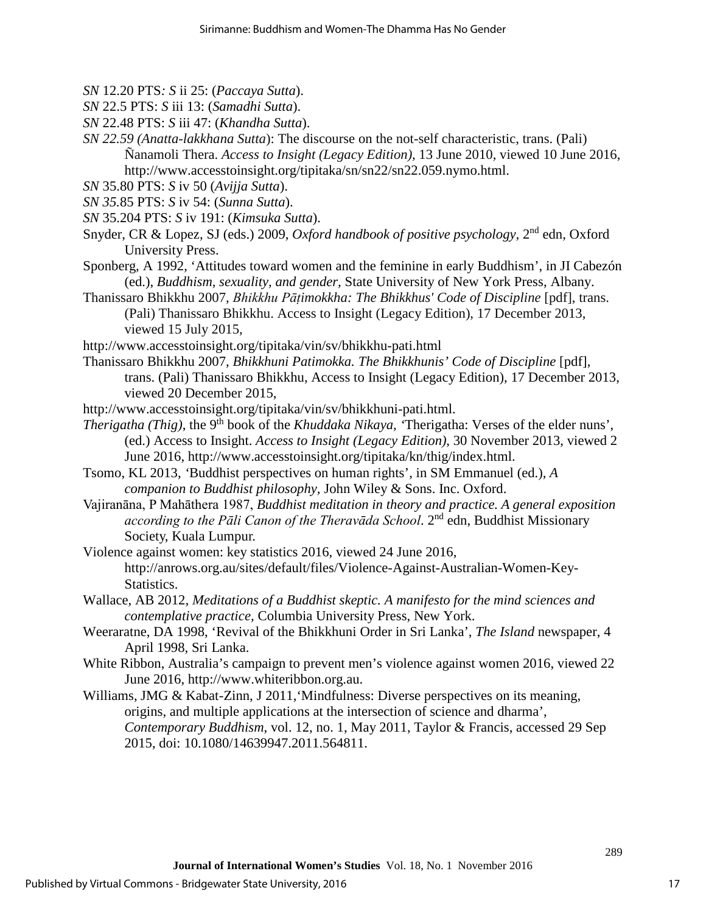*SN* 12.20 PTS*: S* ii 25: (*Paccaya Sutta*).

*SN* 22.5 PTS: *S* iii 13: (*Samadhi Sutta*).

*SN* 22.48 PTS: *S* iii 47: (*Khandha Sutta*).

*SN 22.59 (Anatta-lakkhana Sutta*): The discourse on the not-self characteristic, trans. (Pali) Ñanamoli Thera. *Access to Insight (Legacy Edition)*, 13 June 2010, viewed 10 June 2016, http://www.accesstoinsight.org/tipitaka/sn/sn22/sn22.059.nymo.html.

*SN* 35.80 PTS: *S* iv 50 (*Avijja Sutta*).

*SN 35*.85 PTS: *S* iv 54: (*Sunna Sutta*).

*SN* 35.204 PTS: *S* iv 191: (*Kimsuka Sutta*).

Snyder, CR & Lopez, SJ (eds.) 2009, *Oxford handbook of positive psychology,* 2nd edn, Oxford University Press.

Sponberg, A 1992, 'Attitudes toward women and the feminine in early Buddhism', in JI Cabezón (ed.), *Buddhism, sexuality, and gender*, State University of New York Press, Albany.

Thanissaro Bhikkhu 2007, *Bhikkhu Pāṭimokkha: The Bhikkhus' Code of Discipline* [pdf], trans. (Pali) Thanissaro Bhikkhu. Access to Insight (Legacy Edition), 17 December 2013, viewed 15 July 2015,

http://www.accesstoinsight.org/tipitaka/vin/sv/bhikkhu-pati.html

Thanissaro Bhikkhu 2007, *Bhikkhuni Patimokka. The Bhikkhunis' Code of Discipline* [pdf], trans. (Pali) Thanissaro Bhikkhu, Access to Insight (Legacy Edition), 17 December 2013, viewed 20 December 2015,

http://www.accesstoinsight.org/tipitaka/vin/sv/bhikkhuni-pati.html.

*Therigatha (Thig)*, the 9th book of the *Khuddaka Nikaya, '*Therigatha: Verses of the elder nuns', (ed.) Access to Insight. *Access to Insight (Legacy Edition)*, 30 November 2013, viewed 2 June 2016, http://www.accesstoinsight.org/tipitaka/kn/thig/index.html.

Tsomo, KL 2013, 'Buddhist perspectives on human rights', in SM Emmanuel (ed.), *A companion to Buddhist philosophy*, John Wiley & Sons. Inc. Oxford.

Vajiranāna, P Mahāthera 1987, *Buddhist meditation in theory and practice. A general exposition according to the Pāli Canon of the Theravāda School*. 2nd edn, Buddhist Missionary Society, Kuala Lumpur.

Violence against women: key statistics 2016, viewed 24 June 2016, http://anrows.org.au/sites/default/files/Violence-Against-Australian-Women-Key-Statistics.

Wallace, AB 2012, *Meditations of a Buddhist skeptic. A manifesto for the mind sciences and contemplative practice,* Columbia University Press, New York.

Weeraratne, DA 1998, 'Revival of the Bhikkhuni Order in Sri Lanka', *The Island* newspaper, 4 April 1998, Sri Lanka.

White Ribbon, Australia's campaign to prevent men's violence against women 2016, viewed 22 June 2016, http://www.whiteribbon.org.au.

Williams, JMG & Kabat-Zinn, J 2011,'Mindfulness: Diverse perspectives on its meaning, origins, and multiple applications at the intersection of science and dharma', *Contemporary Buddhism*, vol. 12, no. 1, May 2011, Taylor & Francis, accessed 29 Sep 2015, doi: 10.1080/14639947.2011.564811.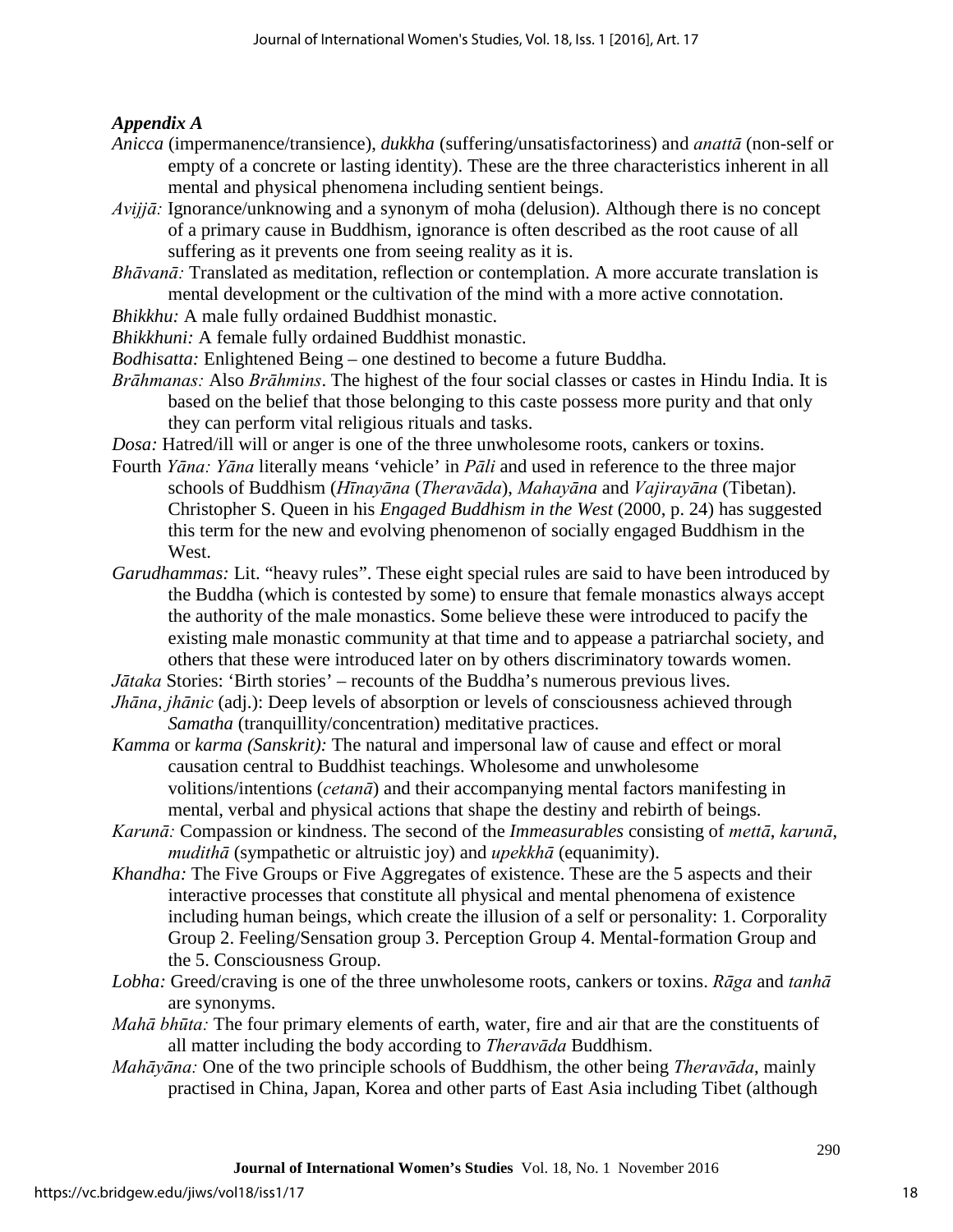### *Appendix A*

*Anicca* (impermanence/transience), *dukkha* (suffering/unsatisfactoriness) and *anattā* (non-self or empty of a concrete or lasting identity). These are the three characteristics inherent in all mental and physical phenomena including sentient beings.

*Avijjā:* Ignorance/unknowing and a synonym of moha (delusion). Although there is no concept of a primary cause in Buddhism, ignorance is often described as the root cause of all suffering as it prevents one from seeing reality as it is.

*Bhāvanā:* Translated as meditation, reflection or contemplation. A more accurate translation is mental development or the cultivation of the mind with a more active connotation.

*Bhikkhu:* A male fully ordained Buddhist monastic.

*Bhikkhuni:* A female fully ordained Buddhist monastic.

*Bodhisatta:* Enlightened Being – one destined to become a future Buddha.

*Brāhmanas:* Also *Brāhmins*. The highest of the four social classes or castes in Hindu India. It is based on the belief that those belonging to this caste possess more purity and that only they can perform vital religious rituals and tasks.

*Dosa:* Hatred/ill will or anger is one of the three unwholesome roots, cankers or toxins.

Fourth *Yāna: Yāna* literally means 'vehicle' in *Pāli* and used in reference to the three major schools of Buddhism (*Hīnayāna* (*Theravāda*), *Mahayāna* and *Vajirayāna* (Tibetan). Christopher S. Queen in his *Engaged Buddhism in the West* (2000, p. 24) has suggested this term for the new and evolving phenomenon of socially engaged Buddhism in the West.

*Garudhammas:* Lit. "heavy rules". These eight special rules are said to have been introduced by the Buddha (which is contested by some) to ensure that female monastics always accept the authority of the male monastics. Some believe these were introduced to pacify the existing male monastic community at that time and to appease a patriarchal society, and others that these were introduced later on by others discriminatory towards women.

*Jātaka* Stories: 'Birth stories' – recounts of the Buddha's numerous previous lives.

*Jhāna*, *jhānic* (adj.): Deep levels of absorption or levels of consciousness achieved through *Samatha* (tranquillity/concentration) meditative practices.

*Kamma* or *karma (Sanskrit):* The natural and impersonal law of cause and effect or moral causation central to Buddhist teachings. Wholesome and unwholesome volitions/intentions (*cetanā*) and their accompanying mental factors manifesting in mental, verbal and physical actions that shape the destiny and rebirth of beings.

*Karunā:* Compassion or kindness. The second of the *Immeasurables* consisting of *mettā*, *karunā*, *mudithā* (sympathetic or altruistic joy) and *upekkhā* (equanimity).

*Khandha:* The Five Groups or Five Aggregates of existence. These are the 5 aspects and their interactive processes that constitute all physical and mental phenomena of existence including human beings, which create the illusion of a self or personality: 1. Corporality Group 2. Feeling/Sensation group 3. Perception Group 4. Mental-formation Group and the 5. Consciousness Group.

*Lobha:* Greed/craving is one of the three unwholesome roots, cankers or toxins. *Rāga* and *tanhā* are synonyms.

*Mahā bhūta:* The four primary elements of earth, water, fire and air that are the constituents of all matter including the body according to *Theravāda* Buddhism.

*Mahāyāna:* One of the two principle schools of Buddhism, the other being *Theravāda*, mainly practised in China, Japan, Korea and other parts of East Asia including Tibet (although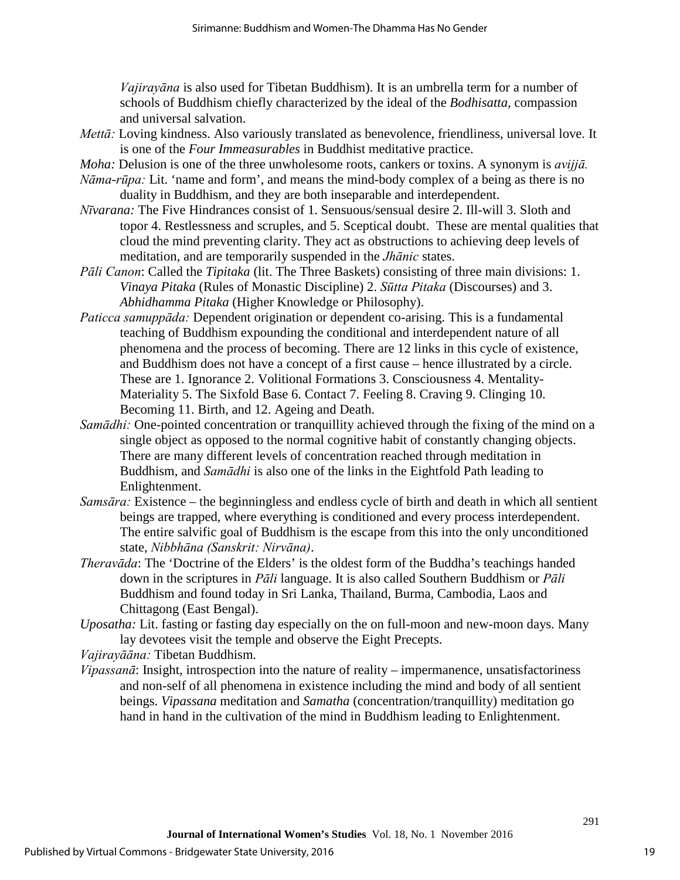*Vajirayāna* is also used for Tibetan Buddhism). It is an umbrella term for a number of schools of Buddhism chiefly characterized by the ideal of the *Bodhisatta,* compassion and universal salvation.

*Mettā:* Loving kindness. Also variously translated as benevolence, friendliness, universal love. It is one of the *Four Immeasurables* in Buddhist meditative practice.

*Moha:* Delusion is one of the three unwholesome roots, cankers or toxins. A synonym is *avijjā.*

*Nāma-rūpa:* Lit. 'name and form', and means the mind-body complex of a being as there is no duality in Buddhism, and they are both inseparable and interdependent.

*Nīvarana:* The Five Hindrances consist of 1. Sensuous/sensual desire 2. Ill-will 3. Sloth and topor 4. Restlessness and scruples, and 5. Sceptical doubt. These are mental qualities that cloud the mind preventing clarity. They act as obstructions to achieving deep levels of meditation, and are temporarily suspended in the *Jhānic* states.

*Pāli Canon*: Called the *Tipitaka* (lit. The Three Baskets) consisting of three main divisions: 1. *Vinaya Pitaka* (Rules of Monastic Discipline) 2. *Sūtta Pitaka* (Discourses) and 3. *Abhidhamma Pitaka* (Higher Knowledge or Philosophy).

*Paticca samuppāda:* Dependent origination or dependent co-arising. This is a fundamental teaching of Buddhism expounding the conditional and interdependent nature of all phenomena and the process of becoming. There are 12 links in this cycle of existence, and Buddhism does not have a concept of a first cause – hence illustrated by a circle. These are 1. Ignorance 2. Volitional Formations 3. Consciousness 4. Mentality-Materiality 5. The Sixfold Base 6. Contact 7. Feeling 8. Craving 9. Clinging 10. Becoming 11. Birth, and 12. Ageing and Death.

*Samādhi:* One-pointed concentration or tranquillity achieved through the fixing of the mind on a single object as opposed to the normal cognitive habit of constantly changing objects. There are many different levels of concentration reached through meditation in Buddhism, and *Samādhi* is also one of the links in the Eightfold Path leading to Enlightenment.

*Samsāra:* Existence – the beginningless and endless cycle of birth and death in which all sentient beings are trapped, where everything is conditioned and every process interdependent. The entire salvific goal of Buddhism is the escape from this into the only unconditioned state, *Nibbhāna (Sanskrit: Nirvāna)*.

*Theravāda*: The 'Doctrine of the Elders' is the oldest form of the Buddha's teachings handed down in the scriptures in *Pāli* language. It is also called Southern Buddhism or *Pāli* Buddhism and found today in Sri Lanka, Thailand, Burma, Cambodia, Laos and Chittagong (East Bengal).

*Uposatha:* Lit. fasting or fasting day especially on the on full-moon and new-moon days. Many lay devotees visit the temple and observe the Eight Precepts.

*Vajirayāāna:* Tibetan Buddhism.

*Vipassanā*: Insight, introspection into the nature of reality – impermanence, unsatisfactoriness and non-self of all phenomena in existence including the mind and body of all sentient beings. *Vipassana* meditation and *Samatha* (concentration/tranquillity) meditation go hand in hand in the cultivation of the mind in Buddhism leading to Enlightenment.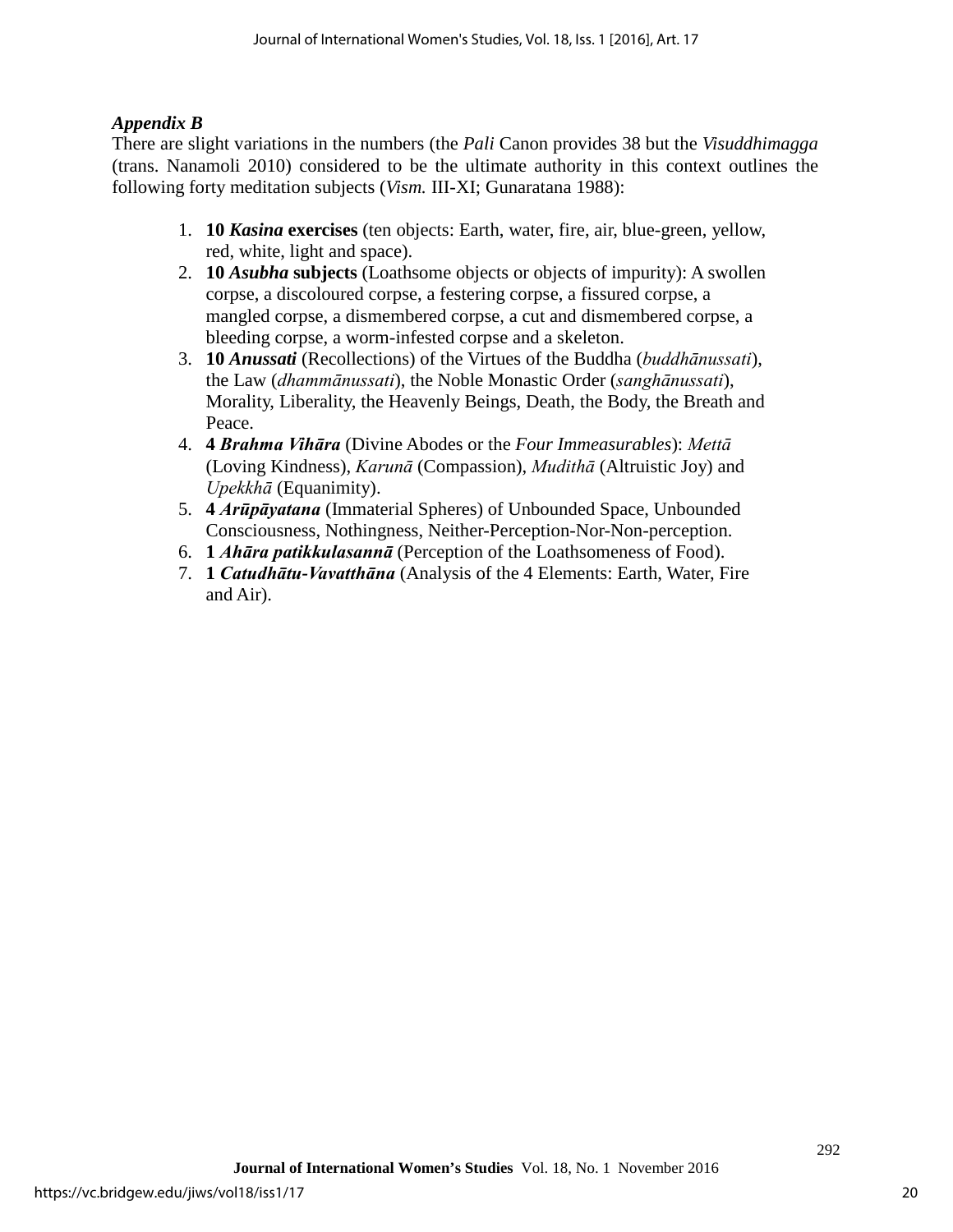***Appendix B***

There are slight variations in the numbers (the *Pali* Canon provides 38 but the *Visuddhimagga* (trans. Nanamoli 2010) considered to be the ultimate authority in this context outlines the following forty meditation subjects (*Vism.* III-XI; Gunaratana 1988):

1. **10 *Kasina* exercises** (ten objects: Earth, water, fire, air, blue-green, yellow, red, white, light and space).
2. **10 *Asubha* subjects** (Loathsome objects or objects of impurity): A swollen corpse, a discoloured corpse, a festering corpse, a fissured corpse, a mangled corpse, a dismembered corpse, a cut and dismembered corpse, a bleeding corpse, a worm-infested corpse and a skeleton.
3. **10 *Anussati*** (Recollections) of the Virtues of the Buddha (*buddhānussati*), the Law (*dhammānussati*), the Noble Monastic Order (*saṅghānussati*), Morality, Liberality, the Heavenly Beings, Death, the Body, the Breath and Peace.
4. **4 *Brahma Vihāra*** (Divine Abodes or the *Four Immeasurables*): *Mettā* (Loving Kindness), *Karunā* (Compassion), *Mudithā* (Altruistic Joy) and *Upekkhā* (Equanimity).
5. **4 *Arūpāyatana*** (Immaterial Spheres) of Unbounded Space, Unbounded Consciousness, Nothingness, Neither-Perception-Nor-Non-perception.
6. **1 *Ahāra patikkulasannā*** (Perception of the Loathsomeness of Food).
7. **1 *Catudhātu-Vavatthāna*** (Analysis of the 4 Elements: Earth, Water, Fire and Air).